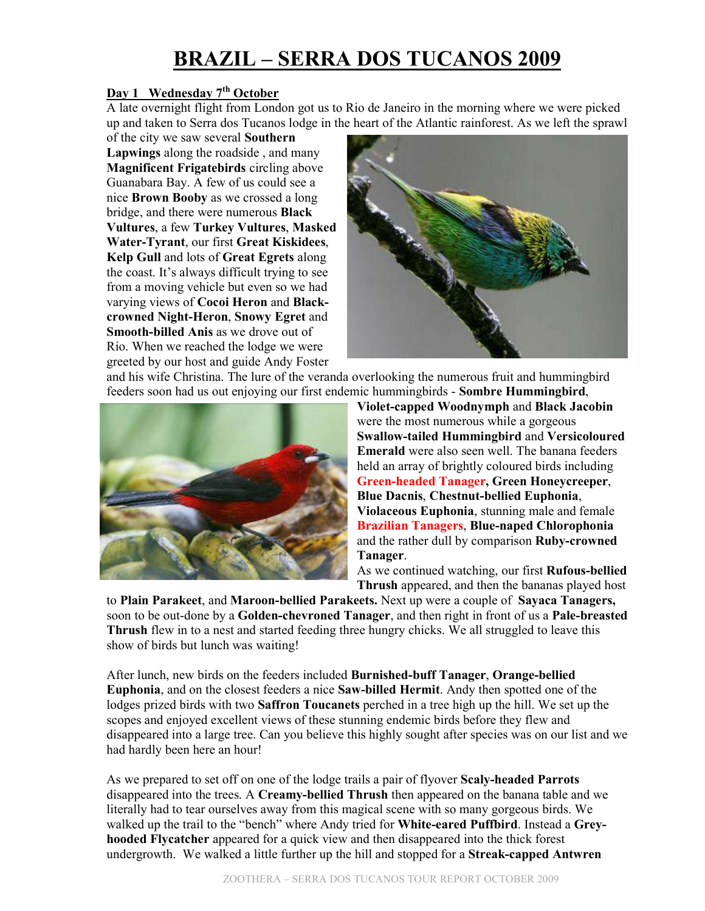# BRAZIL – SERRA DOS TUCANOS 2009

## Day 1 Wednesday 7th October

A late overnight flight from London got us to Rio de Janeiro in the morning where we were picked up and taken to Serra dos Tucanos lodge in the heart of the Atlantic rainforest. As we left the sprawl of the city we saw several **Southern Lapwings** along the roadside , and many **Magnificent Frigatebirds** circling above Guanabara Bay. A few of us could see a nice **Brown Booby** as we crossed a long bridge, and there were numerous **Black Vultures**, a few **Turkey Vultures**, **Masked Water-Tyrant**, our first **Great Kiskidees**, **Kelp Gull** and lots of **Great Egrets** along the coast. It's always difficult trying to see from a moving vehicle but even so we had varying views of **Cocoi Heron** and **Black-crowned Night-Heron**, **Snowy Egret** and **Smooth-billed Anis** as we drove out of Rio. When we reached the lodge we were greeted by our host and guide Andy Foster and his wife Christina. The lure of the veranda overlooking the numerous fruit and hummingbird feeders soon had us out enjoying our first endemic hummingbirds - **Sombre Hummingbird**, **Violet-capped Woodnymph** and **Black Jacobin** were the most numerous while a gorgeous **Swallow-tailed Hummingbird** and **Versicoloured Emerald** were also seen well. The banana feeders held an array of brightly coloured birds including **Green-headed Tanager, Green Honeycreeper**, **Blue Dacnis**, **Chestnut-bellied Euphonia**, **Violaceous Euphonia**, stunning male and female **Brazilian Tanagers**, **Blue-naped Chlorophonia** and the rather dull by comparison **Ruby-crowned Tanager**.

As we continued watching, our first **Rufous-bellied Thrush** appeared, and then the bananas played host to **Plain Parakeet**, and **Maroon-bellied Parakeets.** Next up were a couple of **Sayaca Tanagers,** soon to be out-done by a **Golden-chevroned Tanager**, and then right in front of us a **Pale-breasted Thrush** flew in to a nest and started feeding three hungry chicks. We all struggled to leave this show of birds but lunch was waiting!

After lunch, new birds on the feeders included **Burnished-buff Tanager**, **Orange-bellied Euphonia**, and on the closest feeders a nice **Saw-billed Hermit**. Andy then spotted one of the lodges prized birds with two **Saffron Toucanets** perched in a tree high up the hill. We set up the scopes and enjoyed excellent views of these stunning endemic birds before they flew and disappeared into a large tree. Can you believe this highly sought after species was on our list and we had hardly been here an hour!

As we prepared to set off on one of the lodge trails a pair of flyover **Scaly-headed Parrots** disappeared into the trees. A **Creamy-bellied Thrush** then appeared on the banana table and we literally had to tear ourselves away from this magical scene with so many gorgeous birds. We walked up the trail to the "bench" where Andy tried for **White-eared Puffbird**. Instead a **Grey-hooded Flycatcher** appeared for a quick view and then disappeared into the thick forest undergrowth. We walked a little further up the hill and stopped for a **Streak-capped Antwren**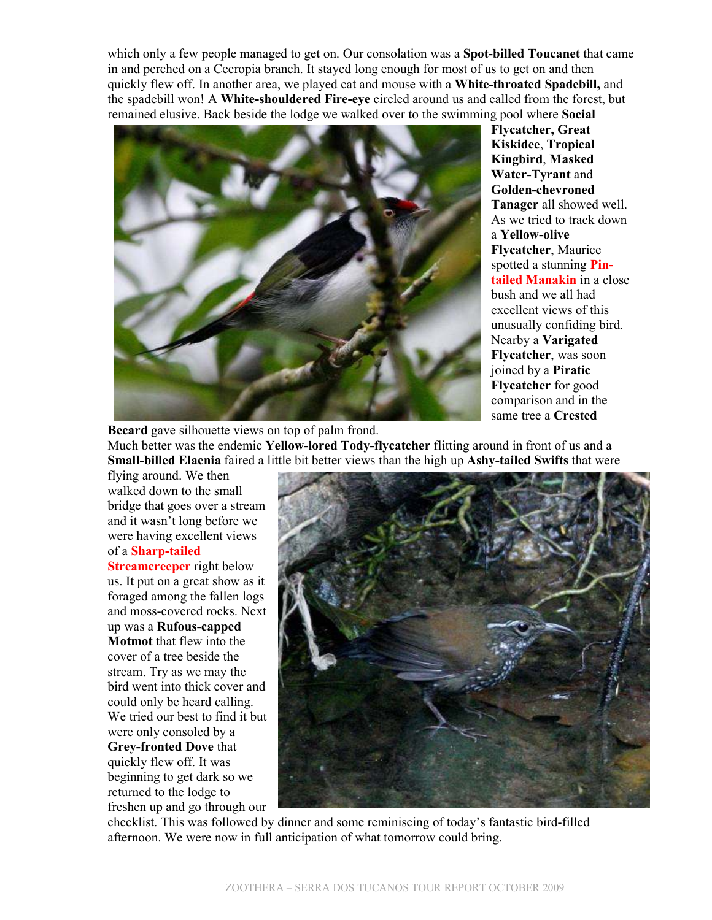which only a few people managed to get on. Our consolation was a **Spot-billed Toucanet** that came in and perched on a Cecropia branch. It stayed long enough for most of us to get on and then quickly flew off. In another area, we played cat and mouse with a **White-throated Spadebill,** and the spadebill won! A **White-shouldered Fire-eye** circled around us and called from the forest, but remained elusive. Back beside the lodge we walked over to the swimming pool where **Social Flycatcher, Great Kiskidee**, **Tropical Kingbird**, **Masked Water-Tyrant** and **Golden-chevroned Tanager** all showed well. As we tried to track down a **Yellow-olive Flycatcher**, Maurice spotted a stunning **Pin-tailed Manakin** in a close bush and we all had excellent views of this unusually confiding bird. Nearby a **Varigated Flycatcher**, was soon joined by a **Piratic Flycatcher** for good comparison and in the same tree a **Crested Becard** gave silhouette views on top of palm frond.

Much better was the endemic **Yellow-lored Tody-flycatcher** flitting around in front of us and a **Small-billed Elaenia** faired a little bit better views than the high up **Ashy-tailed Swifts** that were flying around. We then walked down to the small bridge that goes over a stream and it wasn't long before we were having excellent views of a **Sharp-tailed Streamcreeper** right below us. It put on a great show as it foraged among the fallen logs and moss-covered rocks. Next up was a **Rufous-capped Motmot** that flew into the cover of a tree beside the stream. Try as we may the bird went into thick cover and could only be heard calling. We tried our best to find it but were only consoled by a **Grey-fronted Dove** that quickly flew off. It was beginning to get dark so we returned to the lodge to freshen up and go through our checklist. This was followed by dinner and some reminiscing of today's fantastic bird-filled afternoon. We were now in full anticipation of what tomorrow could bring.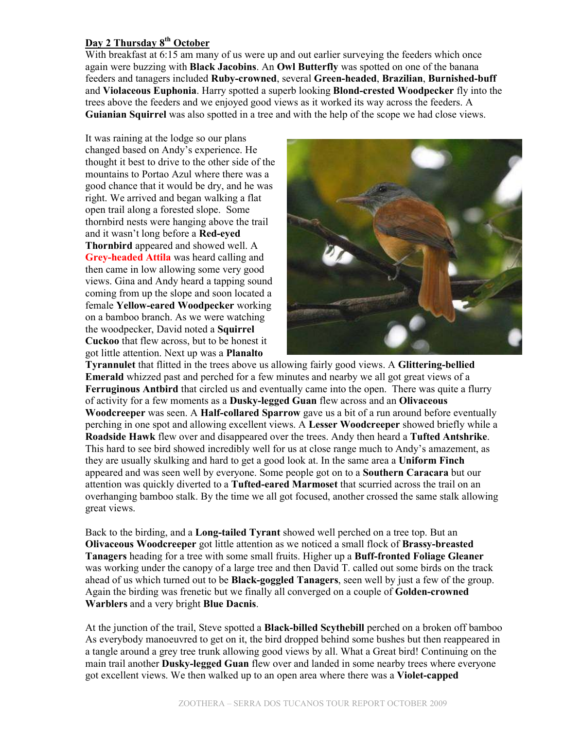**Day 2 Thursday 8th October**

With breakfast at 6:15 am many of us were up and out earlier surveying the feeders which once again were buzzing with **Black Jacobins**. An **Owl Butterfly** was spotted on one of the banana feeders and tanagers included **Ruby-crowned**, several **Green-headed**, **Brazilian**, **Burnished-buff** and **Violaceous Euphonia**. Harry spotted a superb looking **Blond-crested Woodpecker** fly into the trees above the feeders and we enjoyed good views as it worked its way across the feeders. A **Guianian Squirrel** was also spotted in a tree and with the help of the scope we had close views.

It was raining at the lodge so our plans changed based on Andy's experience. He thought it best to drive to the other side of the mountains to Portao Azul where there was a good chance that it would be dry, and he was right. We arrived and began walking a flat open trail along a forested slope. Some thornbird nests were hanging above the trail and it wasn't long before a **Red-eyed Thornbird** appeared and showed well. A **Grey-headed Attila** was heard calling and then came in low allowing some very good views. Gina and Andy heard a tapping sound coming from up the slope and soon located a female **Yellow-eared Woodpecker** working on a bamboo branch. As we were watching the woodpecker, David noted a **Squirrel Cuckoo** that flew across, but to be honest it got little attention. Next up was a **Planalto Tyrannulet** that flitted in the trees above us allowing fairly good views. A **Glittering-bellied Emerald** whizzed past and perched for a few minutes and nearby we all got great views of a **Ferruginous Antbird** that circled us and eventually came into the open. There was quite a flurry of activity for a few moments as a **Dusky-legged Guan** flew across and an **Olivaceous Woodcreeper** was seen. A **Half-collared Sparrow** gave us a bit of a run around before eventually perching in one spot and allowing excellent views. A **Lesser Woodcreeper** showed briefly while a **Roadside Hawk** flew over and disappeared over the trees. Andy then heard a **Tufted Antshrike**. This hard to see bird showed incredibly well for us at close range much to Andy's amazement, as they are usually skulking and hard to get a good look at. In the same area a **Uniform Finch** appeared and was seen well by everyone. Some people got on to a **Southern Caracara** but our attention was quickly diverted to a **Tufted-eared Marmoset** that scurried across the trail on an overhanging bamboo stalk. By the time we all got focused, another crossed the same stalk allowing great views.

Back to the birding, and a **Long-tailed Tyrant** showed well perched on a tree top. But an **Olivaceous Woodcreeper** got little attention as we noticed a small flock of **Brassy-breasted Tanagers** heading for a tree with some small fruits. Higher up a **Buff-fronted Foliage Gleaner** was working under the canopy of a large tree and then David T. called out some birds on the track ahead of us which turned out to be **Black-goggled Tanagers**, seen well by just a few of the group. Again the birding was frenetic but we finally all converged on a couple of **Golden-crowned Warblers** and a very bright **Blue Dacnis**.

At the junction of the trail, Steve spotted a **Black-billed Scythebill** perched on a broken off bamboo As everybody manoeuvred to get on it, the bird dropped behind some bushes but then reappeared in a tangle around a grey tree trunk allowing good views by all. What a Great bird! Continuing on the main trail another **Dusky-legged Guan** flew over and landed in some nearby trees where everyone got excellent views. We then walked up to an open area where there was a **Violet-capped**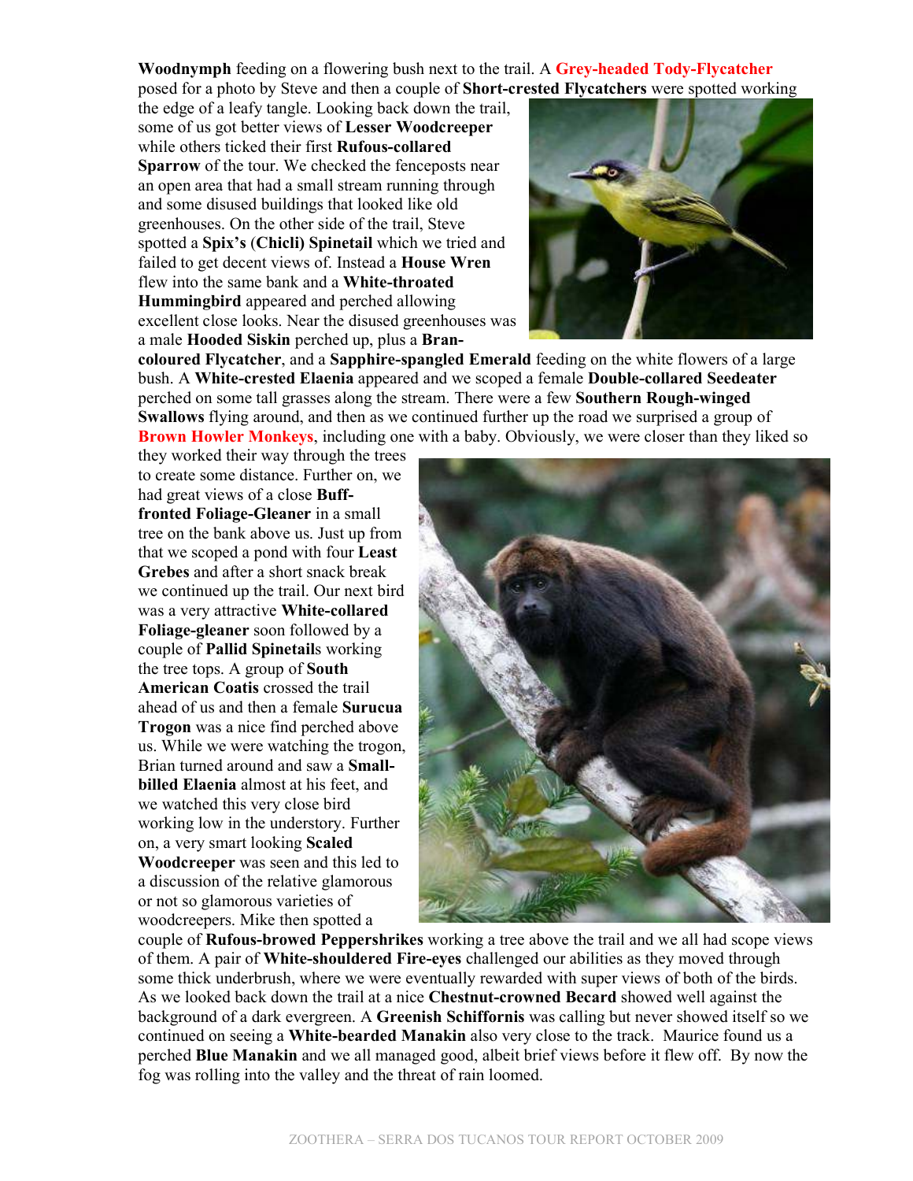**Woodnymph** feeding on a flowering bush next to the trail. A **Grey-headed Tody-Flycatcher** posed for a photo by Steve and then a couple of **Short-crested Flycatchers** were spotted working the edge of a leafy tangle. Looking back down the trail, some of us got better views of **Lesser Woodcreeper** while others ticked their first **Rufous-collared Sparrow** of the tour. We checked the fenceposts near an open area that had a small stream running through and some disused buildings that looked like old greenhouses. On the other side of the trail, Steve spotted a **Spix's** (**Chicli) Spinetail** which we tried and failed to get decent views of. Instead a **House Wren** flew into the same bank and a **White-throated Hummingbird** appeared and perched allowing excellent close looks. Near the disused greenhouses was a male **Hooded Siskin** perched up, plus a **Bran-coloured Flycatcher**, and a **Sapphire-spangled Emerald** feeding on the white flowers of a large bush. A **White-crested Elaenia** appeared and we scoped a female **Double-collared Seedeater** perched on some tall grasses along the stream. There were a few **Southern Rough-winged Swallows** flying around, and then as we continued further up the road we surprised a group of **Brown Howler Monkeys**, including one with a baby. Obviously, we were closer than they liked so they worked their way through the trees to create some distance. Further on, we had great views of a close **Buff-fronted Foliage-Gleaner** in a small tree on the bank above us. Just up from that we scoped a pond with four **Least Grebes** and after a short snack break we continued up the trail. Our next bird was a very attractive **White-collared Foliage-gleaner** soon followed by a couple of **Pallid Spinetail**s working the tree tops. A group of **South American Coatis** crossed the trail ahead of us and then a female **Surucua Trogon** was a nice find perched above us. While we were watching the trogon, Brian turned around and saw a **Small-billed Elaenia** almost at his feet, and we watched this very close bird working low in the understory. Further on, a very smart looking **Scaled Woodcreeper** was seen and this led to a discussion of the relative glamorous or not so glamorous varieties of woodcreepers. Mike then spotted a couple of **Rufous-browed Peppershrikes** working a tree above the trail and we all had scope views of them. A pair of **White-shouldered Fire-eyes** challenged our abilities as they moved through some thick underbrush, where we were eventually rewarded with super views of both of the birds. As we looked back down the trail at a nice **Chestnut-crowned Becard** showed well against the background of a dark evergreen. A **Greenish Schiffornis** was calling but never showed itself so we continued on seeing a **White-bearded Manakin** also very close to the track. Maurice found us a perched **Blue Manakin** and we all managed good, albeit brief views before it flew off. By now the fog was rolling into the valley and the threat of rain loomed.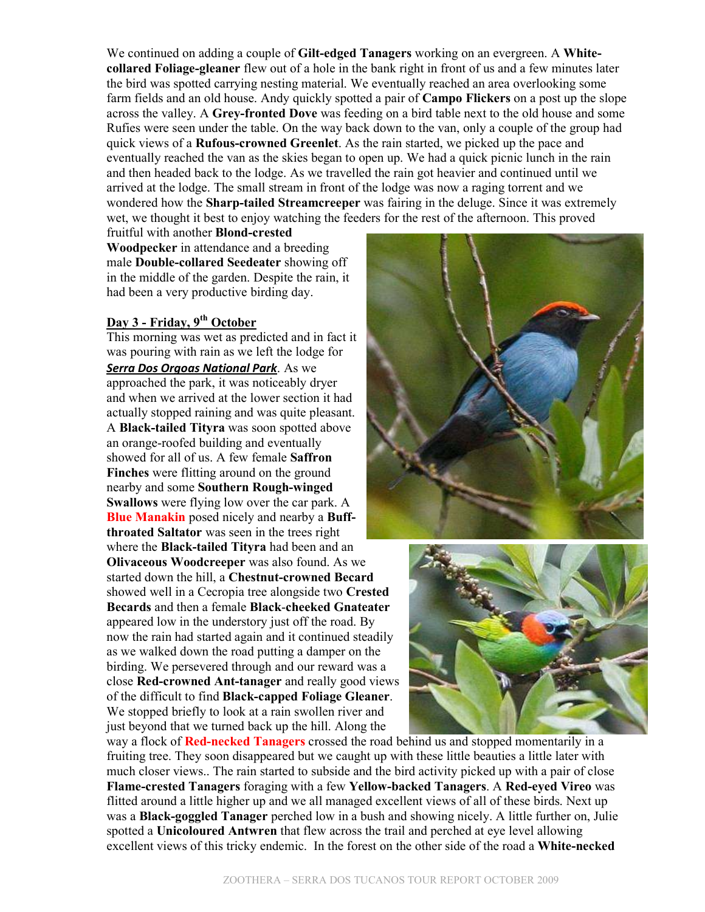We continued on adding a couple of **Gilt-edged Tanagers** working on an evergreen. A **White-collared Foliage-gleaner** flew out of a hole in the bank right in front of us and a few minutes later the bird was spotted carrying nesting material. We eventually reached an area overlooking some farm fields and an old house. Andy quickly spotted a pair of **Campo Flickers** on a post up the slope across the valley. A **Grey-fronted Dove** was feeding on a bird table next to the old house and some Rufies were seen under the table. On the way back down to the van, only a couple of the group had quick views of a **Rufous-crowned Greenlet**. As the rain started, we picked up the pace and eventually reached the van as the skies began to open up. We had a quick picnic lunch in the rain and then headed back to the lodge. As we travelled the rain got heavier and continued until we arrived at the lodge. The small stream in front of the lodge was now a raging torrent and we wondered how the **Sharp-tailed Streamcreeper** was fairing in the deluge. Since it was extremely wet, we thought it best to enjoy watching the feeders for the rest of the afternoon. This proved fruitful with another **Blond-crested Woodpecker** in attendance and a breeding male **Double-collared Seedeater** showing off in the middle of the garden. Despite the rain, it had been a very productive birding day.

## Day 3 - Friday, 9th October

This morning was wet as predicted and in fact it was pouring with rain as we left the lodge for ***Serra Dos Orgoas National Park***. As we approached the park, it was noticeably dryer and when we arrived at the lower section it had actually stopped raining and was quite pleasant. A **Black-tailed Tityra** was soon spotted above an orange-roofed building and eventually showed for all of us. A few female **Saffron Finches** were flitting around on the ground nearby and some **Southern Rough-winged Swallows** were flying low over the car park. A **Blue Manakin** posed nicely and nearby a **Buff-throated Saltator** was seen in the trees right where the **Black-tailed Tityra** had been and an **Olivaceous Woodcreeper** was also found. As we started down the hill, a **Chestnut-crowned Becard** showed well in a Cecropia tree alongside two **Crested Becards** and then a female **Black-cheeked Gnateater** appeared low in the understory just off the road. By now the rain had started again and it continued steadily as we walked down the road putting a damper on the birding. We persevered through and our reward was a close **Red-crowned Ant-tanager** and really good views of the difficult to find **Black-capped Foliage Gleaner**. We stopped briefly to look at a rain swollen river and just beyond that we turned back up the hill. Along the way a flock of **Red-necked Tanagers** crossed the road behind us and stopped momentarily in a fruiting tree. They soon disappeared but we caught up with these little beauties a little later with much closer views.. The rain started to subside and the bird activity picked up with a pair of close **Flame-crested Tanagers** foraging with a few **Yellow-backed Tanagers**. A **Red-eyed Vireo** was flitted around a little higher up and we all managed excellent views of all of these birds. Next up was a **Black-goggled Tanager** perched low in a bush and showing nicely. A little further on, Julie spotted a **Unicoloured Antwren** that flew across the trail and perched at eye level allowing excellent views of this tricky endemic. In the forest on the other side of the road a **White-necked**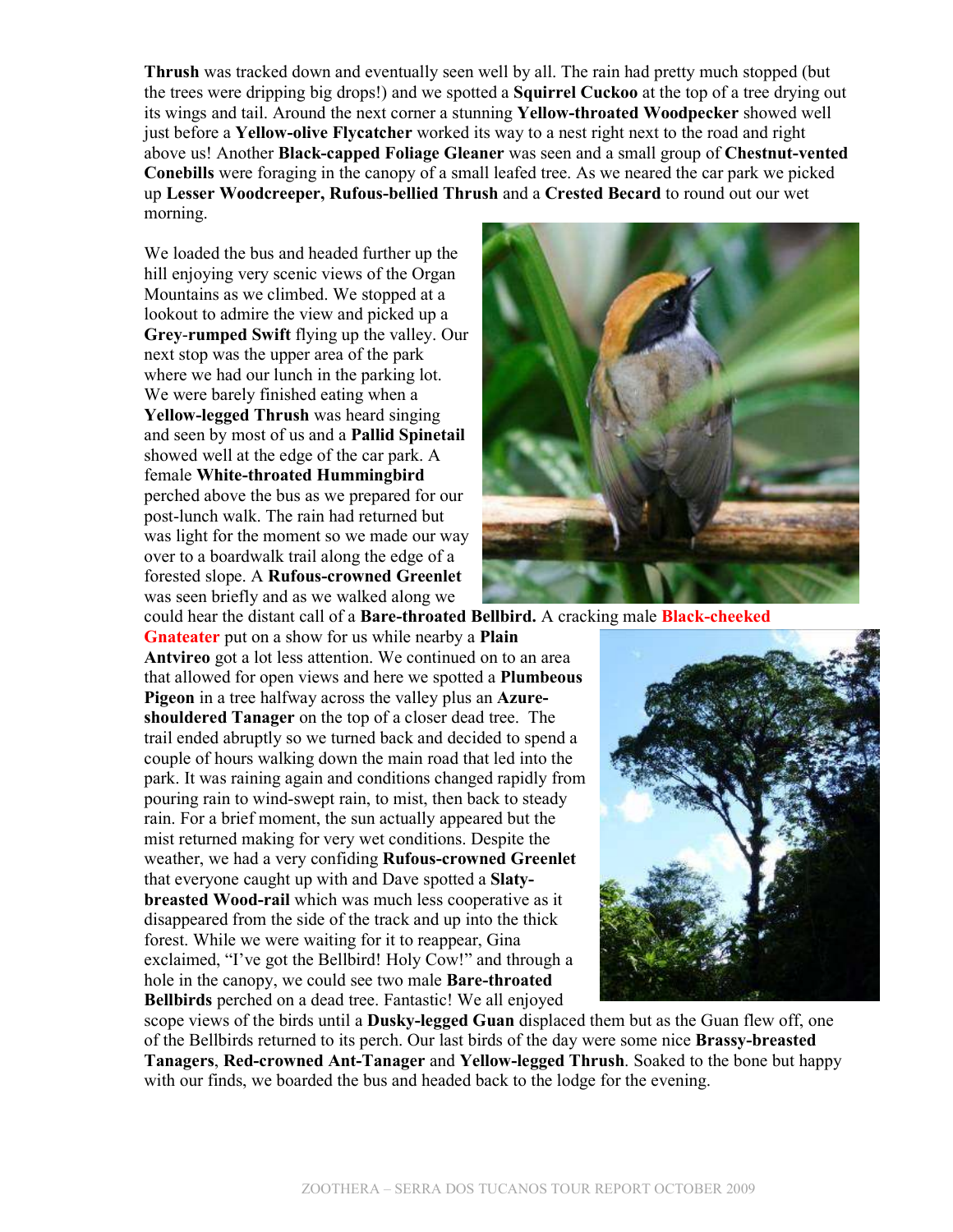**Thrush** was tracked down and eventually seen well by all. The rain had pretty much stopped (but the trees were dripping big drops!) and we spotted a **Squirrel Cuckoo** at the top of a tree drying out its wings and tail. Around the next corner a stunning **Yellow-throated Woodpecker** showed well just before a **Yellow-olive Flycatcher** worked its way to a nest right next to the road and right above us! Another **Black-capped Foliage Gleaner** was seen and a small group of **Chestnut-vented Conebills** were foraging in the canopy of a small leafed tree. As we neared the car park we picked up **Lesser Woodcreeper, Rufous-bellied Thrush** and a **Crested Becard** to round out our wet morning.

We loaded the bus and headed further up the hill enjoying very scenic views of the Organ Mountains as we climbed. We stopped at a lookout to admire the view and picked up a **Grey-rumped Swift** flying up the valley. Our next stop was the upper area of the park where we had our lunch in the parking lot. We were barely finished eating when a **Yellow-legged Thrush** was heard singing and seen by most of us and a **Pallid Spinetail** showed well at the edge of the car park. A female **White-throated Hummingbird** perched above the bus as we prepared for our post-lunch walk. The rain had returned but was light for the moment so we made our way over to a boardwalk trail along the edge of a forested slope. A **Rufous-crowned Greenlet** was seen briefly and as we walked along we could hear the distant call of a **Bare-throated Bellbird.** A cracking male **Black-cheeked Gnateater** put on a show for us while nearby a **Plain Antvireo** got a lot less attention. We continued on to an area that allowed for open views and here we spotted a **Plumbeous Pigeon** in a tree halfway across the valley plus an **Azure-shouldered Tanager** on the top of a closer dead tree. The trail ended abruptly so we turned back and decided to spend a couple of hours walking down the main road that led into the park. It was raining again and conditions changed rapidly from pouring rain to wind-swept rain, to mist, then back to steady rain. For a brief moment, the sun actually appeared but the mist returned making for very wet conditions. Despite the weather, we had a very confiding **Rufous-crowned Greenlet** that everyone caught up with and Dave spotted a **Slaty-breasted Wood-rail** which was much less cooperative as it disappeared from the side of the track and up into the thick forest. While we were waiting for it to reappear, Gina exclaimed, "I've got the Bellbird! Holy Cow!" and through a hole in the canopy, we could see two male **Bare-throated Bellbirds** perched on a dead tree. Fantastic! We all enjoyed scope views of the birds until a **Dusky-legged Guan** displaced them but as the Guan flew off, one of the Bellbirds returned to its perch. Our last birds of the day were some nice **Brassy-breasted Tanagers**, **Red-crowned Ant-Tanager** and **Yellow-legged Thrush**. Soaked to the bone but happy with our finds, we boarded the bus and headed back to the lodge for the evening.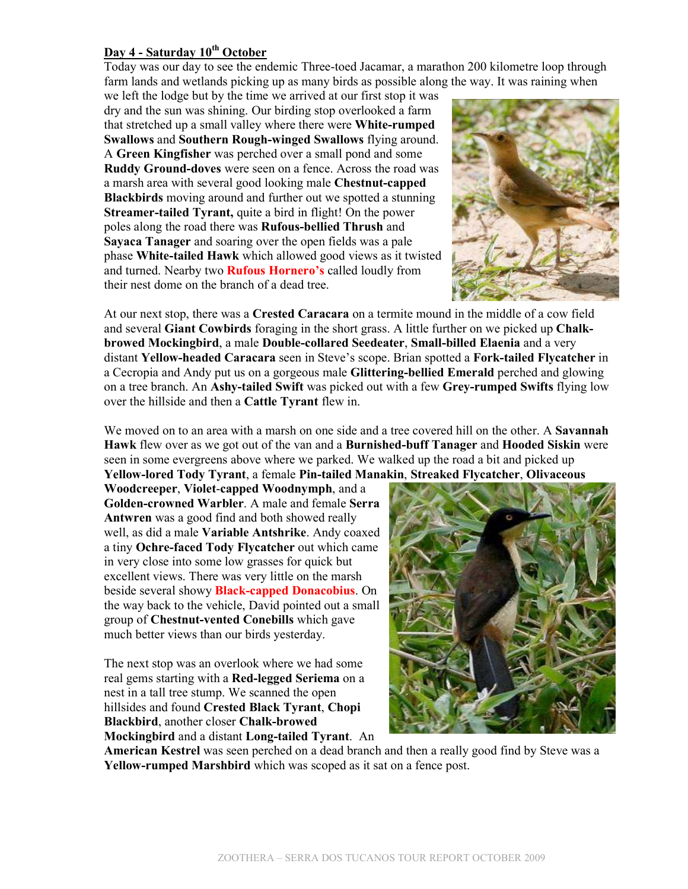**Day 4 - Saturday 10th October**

Today was our day to see the endemic Three-toed Jacamar, a marathon 200 kilometre loop through farm lands and wetlands picking up as many birds as possible along the way. It was raining when we left the lodge but by the time we arrived at our first stop it was dry and the sun was shining. Our birding stop overlooked a farm that stretched up a small valley where there were **White-rumped Swallows** and **Southern Rough-winged Swallows** flying around. A **Green Kingfisher** was perched over a small pond and some **Ruddy Ground-doves** were seen on a fence. Across the road was a marsh area with several good looking male **Chestnut-capped Blackbirds** moving around and further out we spotted a stunning **Streamer-tailed Tyrant,** quite a bird in flight! On the power poles along the road there was **Rufous-bellied Thrush** and **Sayaca Tanager** and soaring over the open fields was a pale phase **White-tailed Hawk** which allowed good views as it twisted and turned. Nearby two **Rufous Hornero's** called loudly from their nest dome on the branch of a dead tree.

At our next stop, there was a **Crested Caracara** on a termite mound in the middle of a cow field and several **Giant Cowbirds** foraging in the short grass. A little further on we picked up **Chalk-browed Mockingbird**, a male **Double-collared Seedeater**, **Small-billed Elaenia** and a very distant **Yellow-headed Caracara** seen in Steve's scope. Brian spotted a **Fork-tailed Flycatcher** in a Cecropia and Andy put us on a gorgeous male **Glittering-bellied Emerald** perched and glowing on a tree branch. An **Ashy-tailed Swift** was picked out with a few **Grey-rumped Swifts** flying low over the hillside and then a **Cattle Tyrant** flew in.

We moved on to an area with a marsh on one side and a tree covered hill on the other. A **Savannah Hawk** flew over as we got out of the van and a **Burnished-buff Tanager** and **Hooded Siskin** were seen in some evergreens above where we parked. We walked up the road a bit and picked up **Yellow-lored Tody Tyrant**, a female **Pin-tailed Manakin**, **Streaked Flycatcher**, **Olivaceous Woodcreeper**, **Violet-capped Woodnymph**, and a **Golden-crowned Warbler**. A male and female **Serra Antwren** was a good find and both showed really well, as did a male **Variable Antshrike**. Andy coaxed a tiny **Ochre-faced Tody Flycatcher** out which came in very close into some low grasses for quick but excellent views. There was very little on the marsh beside several showy **Black-capped Donacobius**. On the way back to the vehicle, David pointed out a small group of **Chestnut-vented Conebills** which gave much better views than our birds yesterday.

The next stop was an overlook where we had some real gems starting with a **Red-legged Seriema** on a nest in a tall tree stump. We scanned the open hillsides and found **Crested Black Tyrant**, **Chopi Blackbird**, another closer **Chalk-browed Mockingbird** and a distant **Long-tailed Tyrant**. An **American Kestrel** was seen perched on a dead branch and then a really good find by Steve was a **Yellow-rumped Marshbird** which was scoped as it sat on a fence post.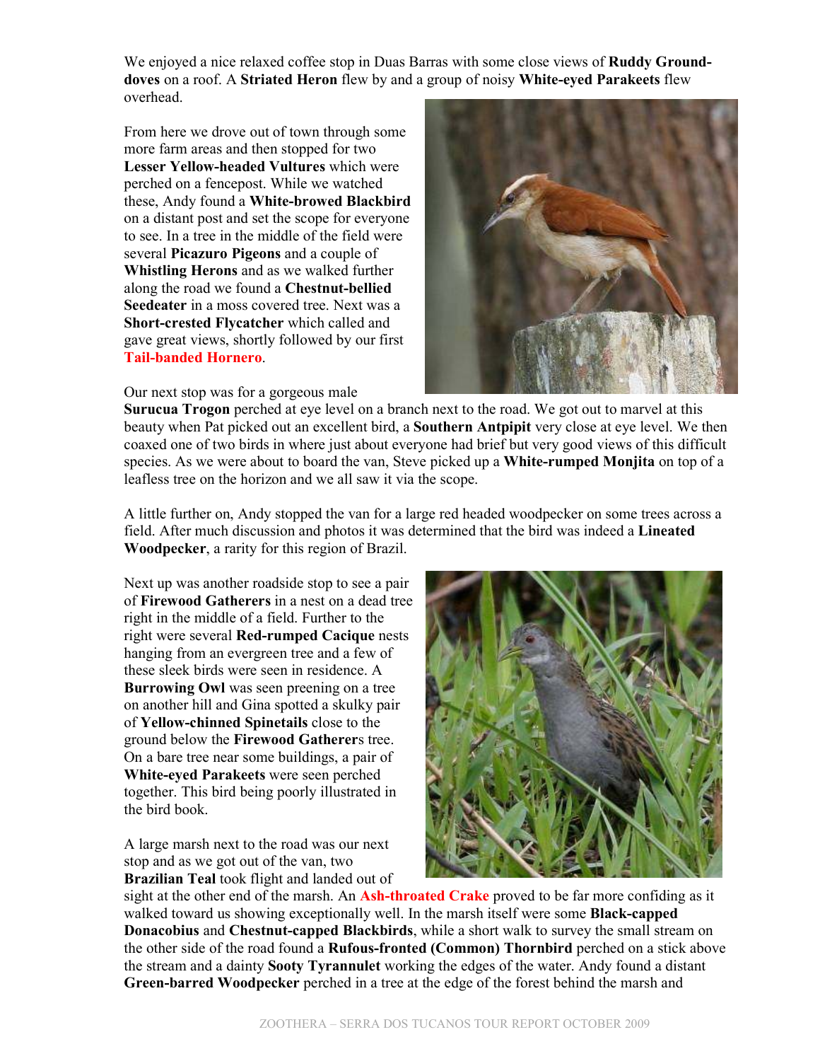We enjoyed a nice relaxed coffee stop in Duas Barras with some close views of **Ruddy Ground-doves** on a roof. A **Striated Heron** flew by and a group of noisy **White-eyed Parakeets** flew overhead.

From here we drove out of town through some more farm areas and then stopped for two **Lesser Yellow-headed Vultures** which were perched on a fencepost. While we watched these, Andy found a **White-browed Blackbird** on a distant post and set the scope for everyone to see. In a tree in the middle of the field were several **Picazuro Pigeons** and a couple of **Whistling Herons** and as we walked further along the road we found a **Chestnut-bellied Seedeater** in a moss covered tree. Next was a **Short-crested Flycatcher** which called and gave great views, shortly followed by our first **Tail-banded Hornero**.

Our next stop was for a gorgeous male **Surucua Trogon** perched at eye level on a branch next to the road. We got out to marvel at this beauty when Pat picked out an excellent bird, a **Southern Antpipit** very close at eye level. We then coaxed one of two birds in where just about everyone had brief but very good views of this difficult species. As we were about to board the van, Steve picked up a **White-rumped Monjita** on top of a leafless tree on the horizon and we all saw it via the scope.

A little further on, Andy stopped the van for a large red headed woodpecker on some trees across a field. After much discussion and photos it was determined that the bird was indeed a **Lineated Woodpecker**, a rarity for this region of Brazil.

Next up was another roadside stop to see a pair of **Firewood Gatherers** in a nest on a dead tree right in the middle of a field. Further to the right were several **Red-rumped Cacique** nests hanging from an evergreen tree and a few of these sleek birds were seen in residence. A **Burrowing Owl** was seen preening on a tree on another hill and Gina spotted a skulky pair of **Yellow-chinned Spinetails** close to the ground below the **Firewood Gatherer**s tree. On a bare tree near some buildings, a pair of **White-eyed Parakeets** were seen perched together. This bird being poorly illustrated in the bird book.

A large marsh next to the road was our next stop and as we got out of the van, two **Brazilian Teal** took flight and landed out of sight at the other end of the marsh. An **Ash-throated Crake** proved to be far more confiding as it walked toward us showing exceptionally well. In the marsh itself were some **Black-capped Donacobius** and **Chestnut-capped Blackbirds**, while a short walk to survey the small stream on the other side of the road found a **Rufous-fronted (Common) Thornbird** perched on a stick above the stream and a dainty **Sooty Tyrannulet** working the edges of the water. Andy found a distant **Green-barred Woodpecker** perched in a tree at the edge of the forest behind the marsh and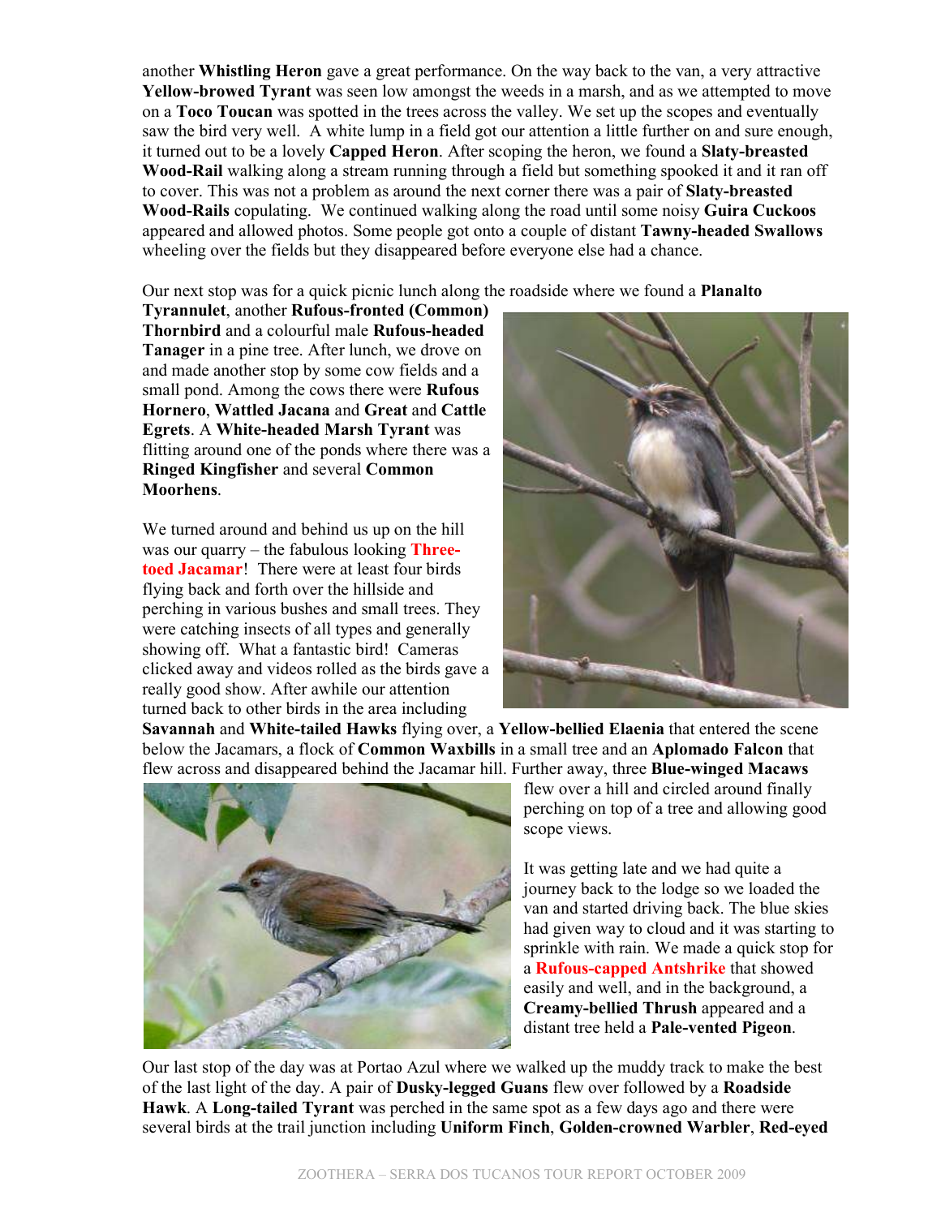another **Whistling Heron** gave a great performance. On the way back to the van, a very attractive **Yellow-browed Tyrant** was seen low amongst the weeds in a marsh, and as we attempted to move on a **Toco Toucan** was spotted in the trees across the valley. We set up the scopes and eventually saw the bird very well. A white lump in a field got our attention a little further on and sure enough, it turned out to be a lovely **Capped Heron**. After scoping the heron, we found a **Slaty-breasted Wood-Rail** walking along a stream running through a field but something spooked it and it ran off to cover. This was not a problem as around the next corner there was a pair of **Slaty-breasted Wood-Rails** copulating. We continued walking along the road until some noisy **Guira Cuckoos** appeared and allowed photos. Some people got onto a couple of distant **Tawny-headed Swallows** wheeling over the fields but they disappeared before everyone else had a chance.

Our next stop was for a quick picnic lunch along the roadside where we found a **Planalto Tyrannulet**, another **Rufous-fronted (Common) Thornbird** and a colourful male **Rufous-headed Tanager** in a pine tree. After lunch, we drove on and made another stop by some cow fields and a small pond. Among the cows there were **Rufous Hornero**, **Wattled Jacana** and **Great** and **Cattle Egrets**. A **White-headed Marsh Tyrant** was flitting around one of the ponds where there was a **Ringed Kingfisher** and several **Common Moorhens**.

We turned around and behind us up on the hill was our quarry – the fabulous looking **Three-toed Jacamar**! There were at least four birds flying back and forth over the hillside and perching in various bushes and small trees. They were catching insects of all types and generally showing off. What a fantastic bird! Cameras clicked away and videos rolled as the birds gave a really good show. After awhile our attention turned back to other birds in the area including **Savannah** and **White-tailed Hawks** flying over, a **Yellow-bellied Elaenia** that entered the scene below the Jacamars, a flock of **Common Waxbills** in a small tree and an **Aplomado Falcon** that flew across and disappeared behind the Jacamar hill. Further away, three **Blue-winged Macaws** flew over a hill and circled around finally perching on top of a tree and allowing good scope views.

It was getting late and we had quite a journey back to the lodge so we loaded the van and started driving back. The blue skies had given way to cloud and it was starting to sprinkle with rain. We made a quick stop for a **Rufous-capped Antshrike** that showed easily and well, and in the background, a **Creamy-bellied Thrush** appeared and a distant tree held a **Pale-vented Pigeon**.

Our last stop of the day was at Portao Azul where we walked up the muddy track to make the best of the last light of the day. A pair of **Dusky-legged Guans** flew over followed by a **Roadside Hawk**. A **Long-tailed Tyrant** was perched in the same spot as a few days ago and there were several birds at the trail junction including **Uniform Finch**, **Golden-crowned Warbler**, **Red-eyed**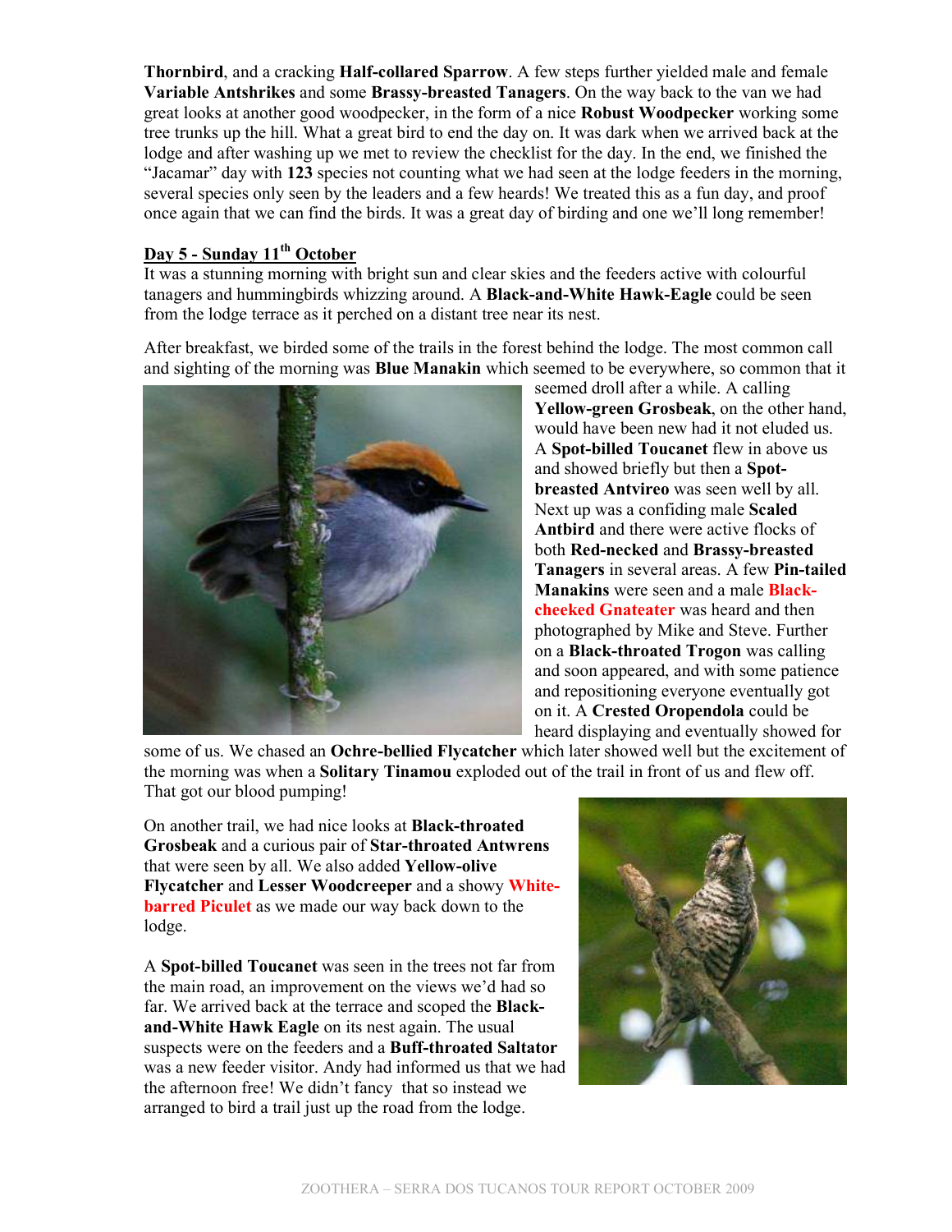**Thornbird**, and a cracking **Half-collared Sparrow**. A few steps further yielded male and female **Variable Antshrikes** and some **Brassy-breasted Tanagers**. On the way back to the van we had great looks at another good woodpecker, in the form of a nice **Robust Woodpecker** working some tree trunks up the hill. What a great bird to end the day on. It was dark when we arrived back at the lodge and after washing up we met to review the checklist for the day. In the end, we finished the "Jacamar" day with **123** species not counting what we had seen at the lodge feeders in the morning, several species only seen by the leaders and a few heards! We treated this as a fun day, and proof once again that we can find the birds. It was a great day of birding and one we'll long remember!

## Day 5 - Sunday 11th October

It was a stunning morning with bright sun and clear skies and the feeders active with colourful tanagers and hummingbirds whizzing around. A **Black-and-White Hawk-Eagle** could be seen from the lodge terrace as it perched on a distant tree near its nest.

After breakfast, we birded some of the trails in the forest behind the lodge. The most common call and sighting of the morning was **Blue Manakin** which seemed to be everywhere, so common that it seemed droll after a while. A calling **Yellow-green Grosbeak**, on the other hand, would have been new had it not eluded us. A **Spot-billed Toucanet** flew in above us and showed briefly but then a **Spot-breasted Antvireo** was seen well by all. Next up was a confiding male **Scaled Antbird** and there were active flocks of both **Red-necked** and **Brassy-breasted Tanagers** in several areas. A few **Pin-tailed Manakins** were seen and a male **Black-cheeked Gnateater** was heard and then photographed by Mike and Steve. Further on a **Black-throated Trogon** was calling and soon appeared, and with some patience and repositioning everyone eventually got on it. A **Crested Oropendola** could be heard displaying and eventually showed for some of us. We chased an **Ochre-bellied Flycatcher** which later showed well but the excitement of the morning was when a **Solitary Tinamou** exploded out of the trail in front of us and flew off. That got our blood pumping!

On another trail, we had nice looks at **Black-throated Grosbeak** and a curious pair of **Star-throated Antwrens** that were seen by all. We also added **Yellow-olive Flycatcher** and **Lesser Woodcreeper** and a showy **White-barred Piculet** as we made our way back down to the lodge.

A **Spot-billed Toucanet** was seen in the trees not far from the main road, an improvement on the views we'd had so far. We arrived back at the terrace and scoped the **Black-and-White Hawk Eagle** on its nest again. The usual suspects were on the feeders and a **Buff-throated Saltator** was a new feeder visitor. Andy had informed us that we had the afternoon free! We didn't fancy that so instead we arranged to bird a trail just up the road from the lodge.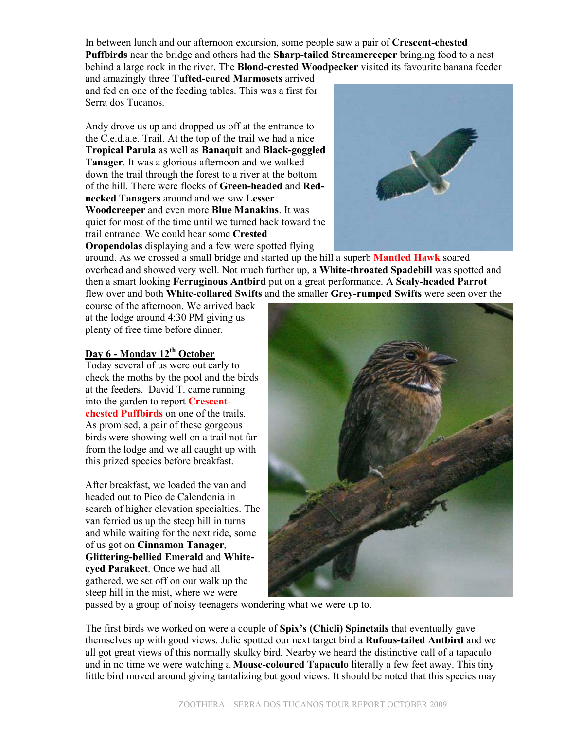In between lunch and our afternoon excursion, some people saw a pair of **Crescent-chested Puffbirds** near the bridge and others had the **Sharp-tailed Streamcreeper** bringing food to a nest behind a large rock in the river. The **Blond-crested Woodpecker** visited its favourite banana feeder and amazingly three **Tufted-eared Marmosets** arrived and fed on one of the feeding tables. This was a first for Serra dos Tucanos.

Andy drove us up and dropped us off at the entrance to the C.e.d.a.e. Trail. At the top of the trail we had a nice **Tropical Parula** as well as **Banaquit** and **Black-goggled Tanager**. It was a glorious afternoon and we walked down the trail through the forest to a river at the bottom of the hill. There were flocks of **Green-headed** and **Red-necked Tanagers** around and we saw **Lesser Woodcreeper** and even more **Blue Manakins**. It was quiet for most of the time until we turned back toward the trail entrance. We could hear some **Crested Oropendolas** displaying and a few were spotted flying around. As we crossed a small bridge and started up the hill a superb **Mantled Hawk** soared overhead and showed very well. Not much further up, a **White-throated Spadebill** was spotted and then a smart looking **Ferruginous Antbird** put on a great performance. A **Scaly-headed Parrot** flew over and both **White-collared Swifts** and the smaller **Grey-rumped Swifts** were seen over the course of the afternoon. We arrived back at the lodge around 4:30 PM giving us plenty of free time before dinner.

## Day 6 - Monday 12th October

Today several of us were out early to check the moths by the pool and the birds at the feeders. David T. came running into the garden to report **Crescent-chested Puffbirds** on one of the trails. As promised, a pair of these gorgeous birds were showing well on a trail not far from the lodge and we all caught up with this prized species before breakfast.

After breakfast, we loaded the van and headed out to Pico de Calendonia in search of higher elevation specialties. The van ferried us up the steep hill in turns and while waiting for the next ride, some of us got on **Cinnamon Tanager**, **Glittering-bellied Emerald** and **White-eyed Parakeet**. Once we had all gathered, we set off on our walk up the steep hill in the mist, where we were passed by a group of noisy teenagers wondering what we were up to.

The first birds we worked on were a couple of **Spix's (Chicli) Spinetails** that eventually gave themselves up with good views. Julie spotted our next target bird a **Rufous-tailed Antbird** and we all got great views of this normally skulky bird. Nearby we heard the distinctive call of a tapaculo and in no time we were watching a **Mouse-coloured Tapaculo** literally a few feet away. This tiny little bird moved around giving tantalizing but good views. It should be noted that this species may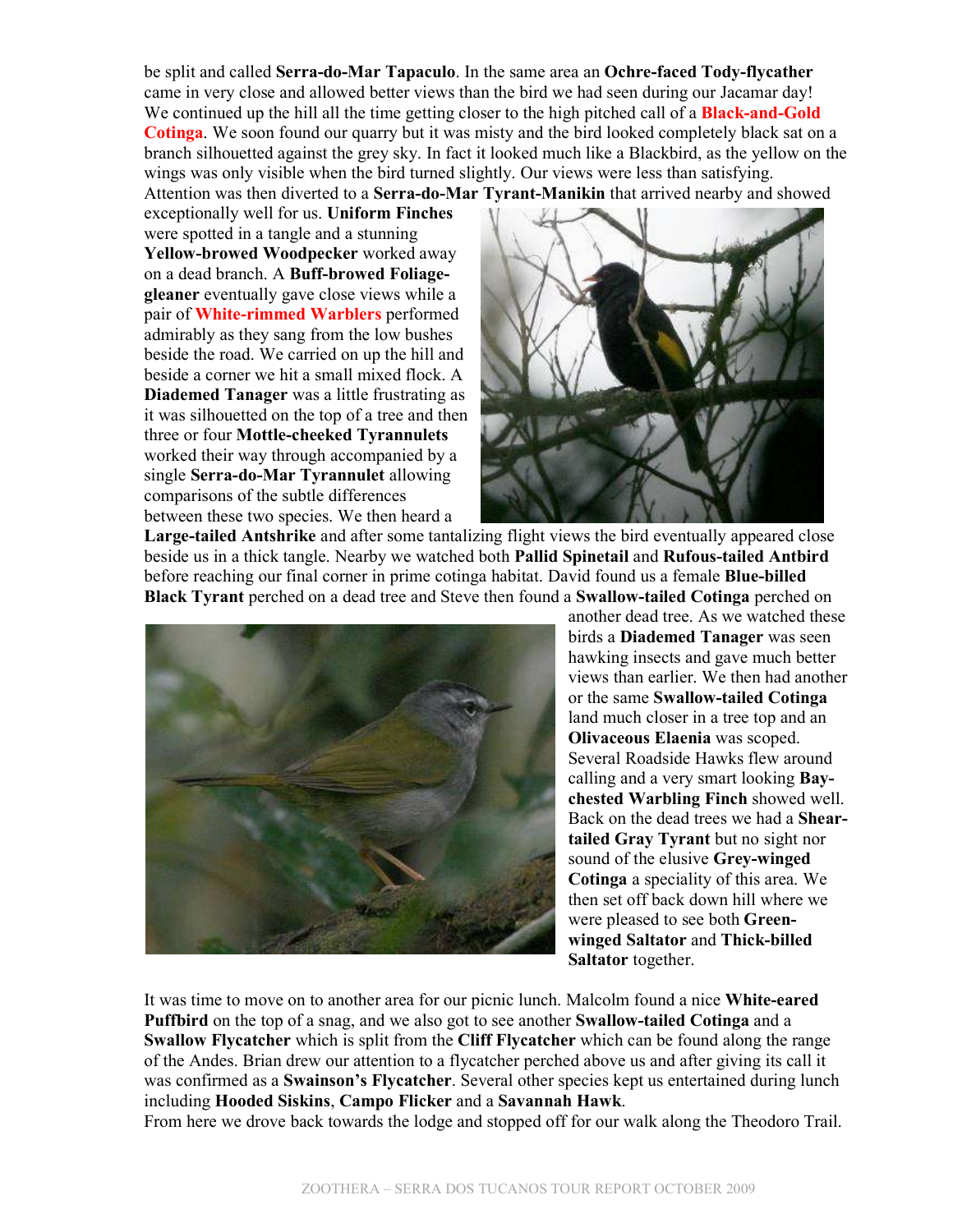be split and called **Serra-do-Mar Tapaculo**. In the same area an **Ochre-faced Tody-flycather** came in very close and allowed better views than the bird we had seen during our Jacamar day! We continued up the hill all the time getting closer to the high pitched call of a **Black-and-Gold Cotinga**. We soon found our quarry but it was misty and the bird looked completely black sat on a branch silhouetted against the grey sky. In fact it looked much like a Blackbird, as the yellow on the wings was only visible when the bird turned slightly. Our views were less than satisfying. Attention was then diverted to a **Serra-do-Mar Tyrant-Manikin** that arrived nearby and showed exceptionally well for us. **Uniform Finches** were spotted in a tangle and a stunning **Yellow-browed Woodpecker** worked away on a dead branch. A **Buff-browed Foliage-gleaner** eventually gave close views while a pair of **White-rimmed Warblers** performed admirably as they sang from the low bushes beside the road. We carried on up the hill and beside a corner we hit a small mixed flock. A **Diademed Tanager** was a little frustrating as it was silhouetted on the top of a tree and then three or four **Mottle-cheeked Tyrannulets** worked their way through accompanied by a single **Serra-do-Mar Tyrannulet** allowing comparisons of the subtle differences between these two species. We then heard a **Large-tailed Antshrike** and after some tantalizing flight views the bird eventually appeared close beside us in a thick tangle. Nearby we watched both **Pallid Spinetail** and **Rufous-tailed Antbird** before reaching our final corner in prime cotinga habitat. David found us a female **Blue-billed Black Tyrant** perched on a dead tree and Steve then found a **Swallow-tailed Cotinga** perched on another dead tree. As we watched these birds a **Diademed Tanager** was seen hawking insects and gave much better views than earlier. We then had another or the same **Swallow-tailed Cotinga** land much closer in a tree top and an **Olivaceous Elaenia** was scoped. Several Roadside Hawks flew around calling and a very smart looking **Bay-chested Warbling Finch** showed well. Back on the dead trees we had a **Shear-tailed Gray Tyrant** but no sight nor sound of the elusive **Grey-winged Cotinga** a speciality of this area. We then set off back down hill where we were pleased to see both **Green-winged Saltator** and **Thick-billed Saltator** together.

It was time to move on to another area for our picnic lunch. Malcolm found a nice **White-eared Puffbird** on the top of a snag, and we also got to see another **Swallow-tailed Cotinga** and a **Swallow Flycatcher** which is split from the **Cliff Flycatcher** which can be found along the range of the Andes. Brian drew our attention to a flycatcher perched above us and after giving its call it was confirmed as a **Swainson's Flycatcher**. Several other species kept us entertained during lunch including **Hooded Siskins**, **Campo Flicker** and a **Savannah Hawk**.
From here we drove back towards the lodge and stopped off for our walk along the Theodoro Trail.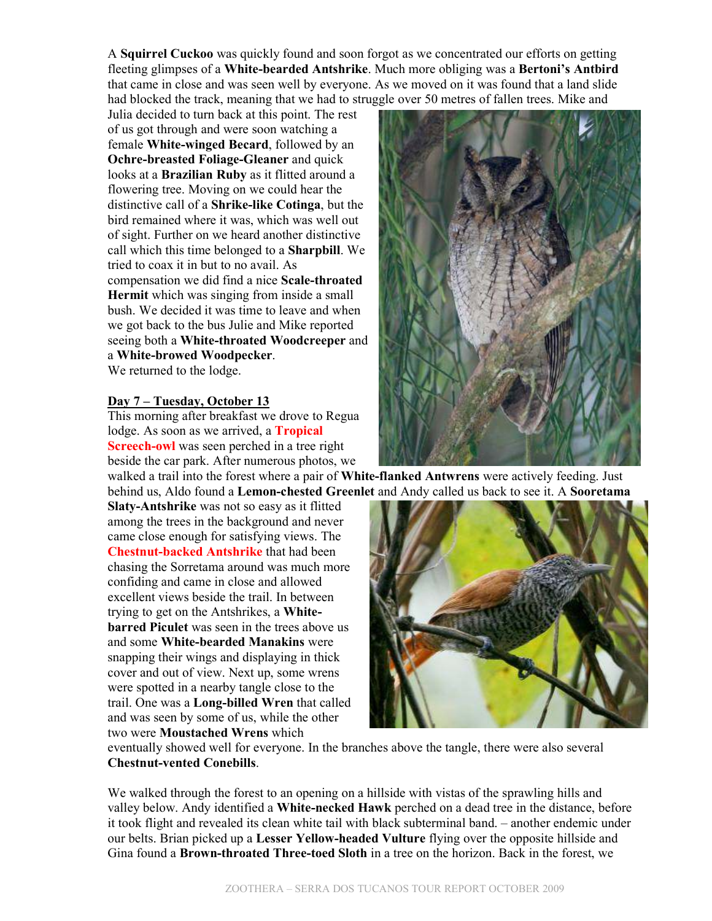A **Squirrel Cuckoo** was quickly found and soon forgot as we concentrated our efforts on getting fleeting glimpses of a **White-bearded Antshrike**. Much more obliging was a **Bertoni's Antbird** that came in close and was seen well by everyone. As we moved on it was found that a land slide had blocked the track, meaning that we had to struggle over 50 metres of fallen trees. Mike and Julia decided to turn back at this point. The rest of us got through and were soon watching a female **White-winged Becard**, followed by an **Ochre-breasted Foliage-Gleaner** and quick looks at a **Brazilian Ruby** as it flitted around a flowering tree. Moving on we could hear the distinctive call of a **Shrike-like Cotinga**, but the bird remained where it was, which was well out of sight. Further on we heard another distinctive call which this time belonged to a **Sharpbill**. We tried to coax it in but to no avail. As compensation we did find a nice **Scale-throated Hermit** which was singing from inside a small bush. We decided it was time to leave and when we got back to the bus Julie and Mike reported seeing both a **White-throated Woodcreeper** and a **White-browed Woodpecker**.
We returned to the lodge.

**Day 7 – Tuesday, October 13**

This morning after breakfast we drove to Regua lodge. As soon as we arrived, a **Tropical Screech-owl** was seen perched in a tree right beside the car park. After numerous photos, we walked a trail into the forest where a pair of **White-flanked Antwrens** were actively feeding. Just behind us, Aldo found a **Lemon-chested Greenlet** and Andy called us back to see it. A **Sooretama Slaty-Antshrike** was not so easy as it flitted among the trees in the background and never came close enough for satisfying views. The **Chestnut-backed Antshrike** that had been chasing the Sorretama around was much more confiding and came in close and allowed excellent views beside the trail. In between trying to get on the Antshrikes, a **White-barred Piculet** was seen in the trees above us and some **White-bearded Manakins** were snapping their wings and displaying in thick cover and out of view. Next up, some wrens were spotted in a nearby tangle close to the trail. One was a **Long-billed Wren** that called and was seen by some of us, while the other two were **Moustached Wrens** which eventually showed well for everyone. In the branches above the tangle, there were also several **Chestnut-vented Conebills**.

We walked through the forest to an opening on a hillside with vistas of the sprawling hills and valley below. Andy identified a **White-necked Hawk** perched on a dead tree in the distance, before it took flight and revealed its clean white tail with black subterminal band. – another endemic under our belts. Brian picked up a **Lesser Yellow-headed Vulture** flying over the opposite hillside and Gina found a **Brown-throated Three-toed Sloth** in a tree on the horizon. Back in the forest, we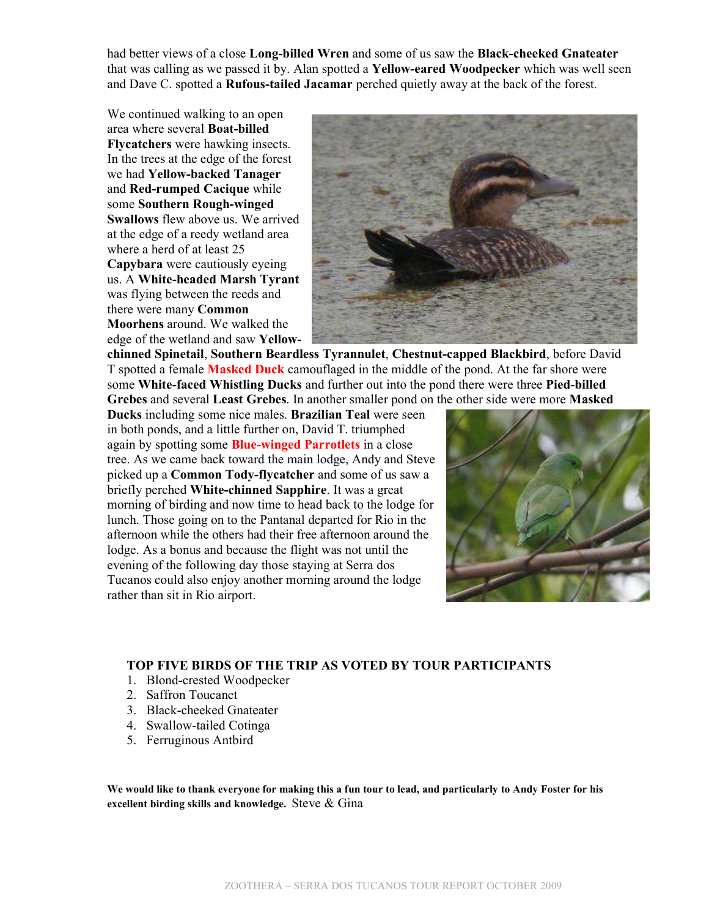had better views of a close **Long-billed Wren** and some of us saw the **Black-cheeked Gnateater** that was calling as we passed it by. Alan spotted a **Yellow-eared Woodpecker** which was well seen and Dave C. spotted a **Rufous-tailed Jacamar** perched quietly away at the back of the forest.

We continued walking to an open area where several **Boat-billed Flycatchers** were hawking insects. In the trees at the edge of the forest we had **Yellow-backed Tanager** and **Red-rumped Cacique** while some **Southern Rough-winged Swallows** flew above us. We arrived at the edge of a reedy wetland area where a herd of at least 25 **Capybara** were cautiously eyeing us. A **White-headed Marsh Tyrant** was flying between the reeds and there were many **Common Moorhens** around. We walked the edge of the wetland and saw **Yellow-chinned Spinetail**, **Southern Beardless Tyrannulet**, **Chestnut-capped Blackbird**, before David T spotted a female **Masked Duck** camouflaged in the middle of the pond. At the far shore were some **White-faced Whistling Ducks** and further out into the pond there were three **Pied-billed Grebes** and several **Least Grebes**. In another smaller pond on the other side were more **Masked Ducks** including some nice males. **Brazilian Teal** were seen in both ponds, and a little further on, David T. triumphed again by spotting some **Blue-winged Parrotlets** in a close tree. As we came back toward the main lodge, Andy and Steve picked up a **Common Tody-flycatcher** and some of us saw a briefly perched **White-chinned Sapphire**. It was a great morning of birding and now time to head back to the lodge for lunch. Those going on to the Pantanal departed for Rio in the afternoon while the others had their free afternoon around the lodge. As a bonus and because the flight was not until the evening of the following day those staying at Serra dos Tucanos could also enjoy another morning around the lodge rather than sit in Rio airport.

### TOP FIVE BIRDS OF THE TRIP AS VOTED BY TOUR PARTICIPANTS

1. Blond-crested Woodpecker
2. Saffron Toucanet
3. Black-cheeked Gnateater
4. Swallow-tailed Cotinga
5. Ferruginous Antbird

**We would like to thank everyone for making this a fun tour to lead, and particularly to Andy Foster for his excellent birding skills and knowledge.** Steve & Gina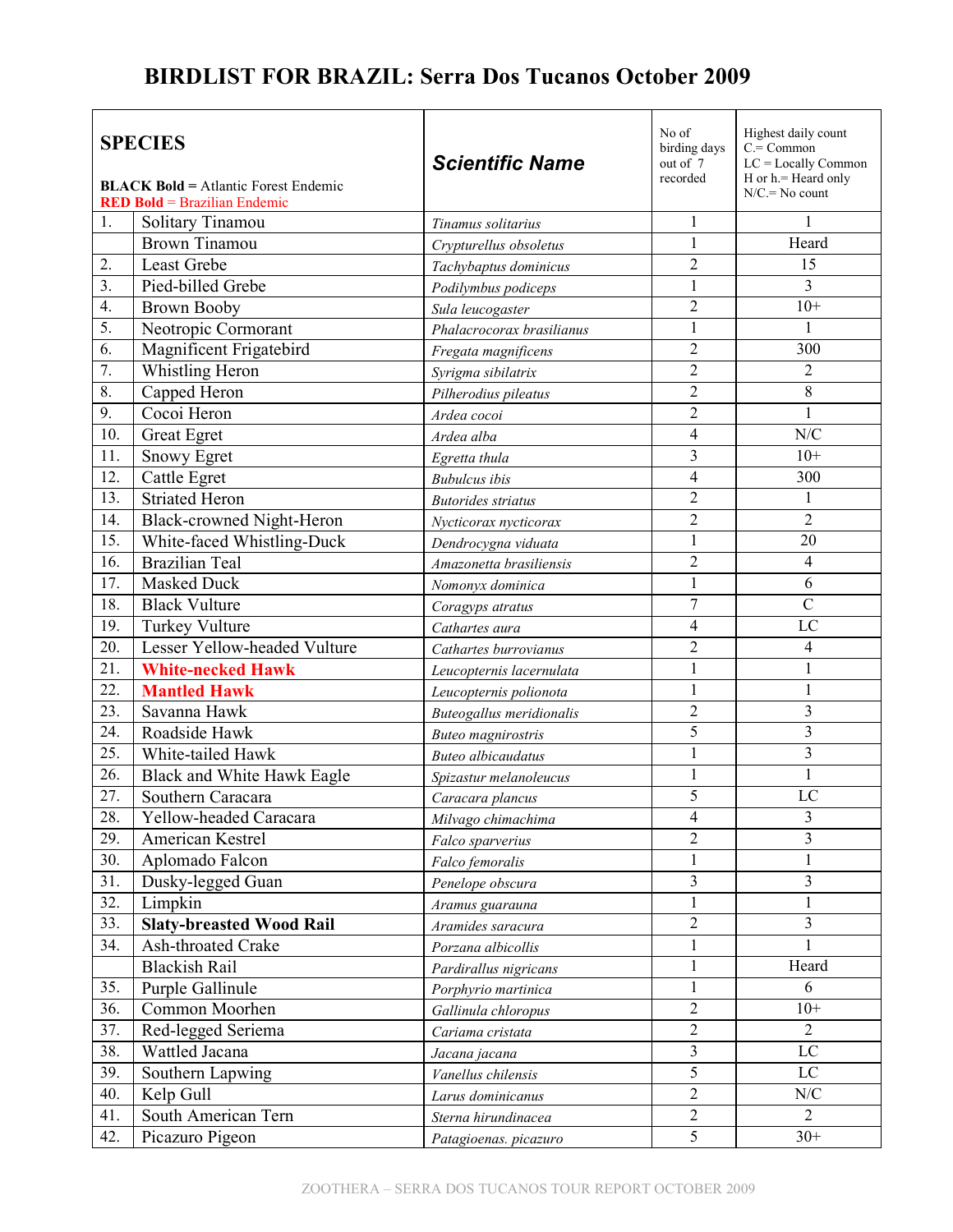# BIRDLIST FOR BRAZIL: Serra Dos Tucanos October 2009

| | **SPECIES**<br><br>**BLACK Bold** = Atlantic Forest Endemic<br>**RED Bold** = Brazilian Endemic | ***Scientific Name*** | No of birding days out of 7 recorded | Highest daily count<br>C.= Common<br>LC = Locally Common<br>H or h.= Heard only<br>N/C.= No count |
|---|---|---|---|---|
| 1. | Solitary Tinamou | *Tinamus solitarius* | 1 | 1 |
| | Brown Tinamou | *Crypturellus obsoletus* | 1 | Heard |
| 2. | Least Grebe | *Tachybaptus dominicus* | 2 | 15 |
| 3. | Pied-billed Grebe | *Podilymbus podiceps* | 1 | 3 |
| 4. | Brown Booby | *Sula leucogaster* | 2 | 10+ |
| 5. | Neotropic Cormorant | *Phalacrocorax brasilianus* | 1 | 1 |
| 6. | Magnificent Frigatebird | *Fregata magnificens* | 2 | 300 |
| 7. | Whistling Heron | *Syrigma sibilatrix* | 2 | 2 |
| 8. | Capped Heron | *Pilherodius pileatus* | 2 | 8 |
| 9. | Cocoi Heron | *Ardea cocoi* | 2 | 1 |
| 10. | Great Egret | *Ardea alba* | 4 | N/C |
| 11. | Snowy Egret | *Egretta thula* | 3 | 10+ |
| 12. | Cattle Egret | *Bubulcus ibis* | 4 | 300 |
| 13. | Striated Heron | *Butorides striatus* | 2 | 1 |
| 14. | Black-crowned Night-Heron | *Nycticorax nycticorax* | 2 | 2 |
| 15. | White-faced Whistling-Duck | *Dendrocygna viduata* | 1 | 20 |
| 16. | Brazilian Teal | *Amazonetta brasiliensis* | 2 | 4 |
| 17. | Masked Duck | *Nomonyx dominica* | 1 | 6 |
| 18. | Black Vulture | *Coragyps atratus* | 7 | C |
| 19. | Turkey Vulture | *Cathartes aura* | 4 | LC |
| 20. | Lesser Yellow-headed Vulture | *Cathartes burrovianus* | 2 | 4 |
| 21. | **White-necked Hawk** | *Leucopternis lacernulata* | 1 | 1 |
| 22. | **Mantled Hawk** | *Leucopternis polionota* | 1 | 1 |
| 23. | Savanna Hawk | *Buteogallus meridionalis* | 2 | 3 |
| 24. | Roadside Hawk | *Buteo magnirostris* | 5 | 3 |
| 25. | White-tailed Hawk | *Buteo albicaudatus* | 1 | 3 |
| 26. | Black and White Hawk Eagle | *Spizastur melanoleucus* | 1 | 1 |
| 27. | Southern Caracara | *Caracara plancus* | 5 | LC |
| 28. | Yellow-headed Caracara | *Milvago chimachima* | 4 | 3 |
| 29. | American Kestrel | *Falco sparverius* | 2 | 3 |
| 30. | Aplomado Falcon | *Falco femoralis* | 1 | 1 |
| 31. | Dusky-legged Guan | *Penelope obscura* | 3 | 3 |
| 32. | Limpkin | *Aramus guarauna* | 1 | 1 |
| 33. | **Slaty-breasted Wood Rail** | *Aramides saracura* | 2 | 3 |
| 34. | Ash-throated Crake | *Porzana albicollis* | 1 | 1 |
| | Blackish Rail | *Pardirallus nigricans* | 1 | Heard |
| 35. | Purple Gallinule | *Porphyrio martinica* | 1 | 6 |
| 36. | Common Moorhen | *Gallinula chloropus* | 2 | 10+ |
| 37. | Red-legged Seriema | *Cariama cristata* | 2 | 2 |
| 38. | Wattled Jacana | *Jacana jacana* | 3 | LC |
| 39. | Southern Lapwing | *Vanellus chilensis* | 5 | LC |
| 40. | Kelp Gull | *Larus dominicanus* | 2 | N/C |
| 41. | South American Tern | *Sterna hirundinacea* | 2 | 2 |
| 42. | Picazuro Pigeon | *Patagioenas. picazuro* | 5 | 30+ |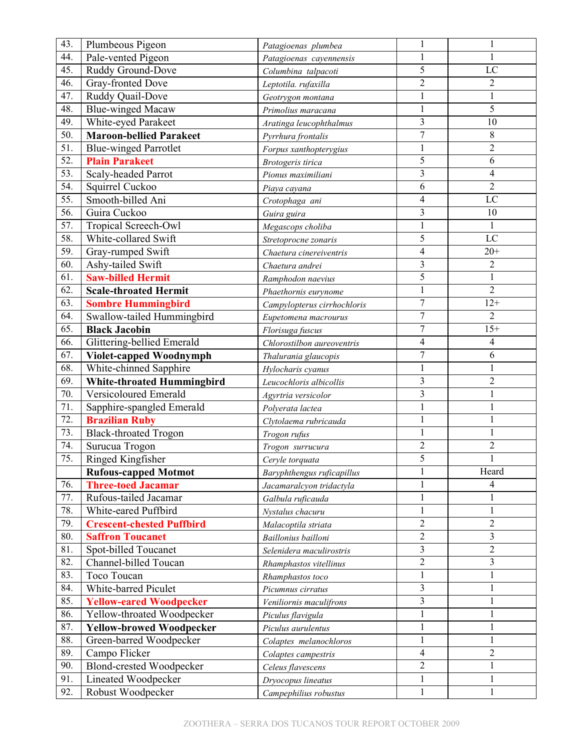| 43. | Plumbeous Pigeon | *Patagioenas plumbea* | 1 | 1 |
|---|---|---|---|---|
| 44. | Pale-vented Pigeon | *Patagioenas cayennensis* | 1 | 1 |
| 45. | Ruddy Ground-Dove | *Columbina talpacoti* | 5 | LC |
| 46. | Gray-fronted Dove | *Leptotila. rufaxilla* | 2 | 2 |
| 47. | Ruddy Quail-Dove | *Geotrygon montana* | 1 | 1 |
| 48. | Blue-winged Macaw | *Primolius maracana* | 1 | 5 |
| 49. | White-eyed Parakeet | *Aratinga leucophthalmus* | 3 | 10 |
| 50. | **Maroon-bellied Parakeet** | *Pyrrhura frontalis* | 7 | 8 |
| 51. | Blue-winged Parrotlet | *Forpus xanthopterygius* | 1 | 2 |
| 52. | **Plain Parakeet** | *Brotogeris tirica* | 5 | 6 |
| 53. | Scaly-headed Parrot | *Pionus maximiliani* | 3 | 4 |
| 54. | Squirrel Cuckoo | *Piaya cayana* | 6 | 2 |
| 55. | Smooth-billed Ani | *Crotophaga ani* | 4 | LC |
| 56. | Guira Cuckoo | *Guira guira* | 3 | 10 |
| 57. | Tropical Screech-Owl | *Megascops choliba* | 1 | 1 |
| 58. | White-collared Swift | *Stretoprocne zonaris* | 5 | LC |
| 59. | Gray-rumped Swift | *Chaetura cinereiventris* | 4 | 20+ |
| 60. | Ashy-tailed Swift | *Chaetura andrei* | 3 | 2 |
| 61. | **Saw-billed Hermit** | *Ramphodon naevius* | 5 | 1 |
| 62. | **Scale-throated Hermit** | *Phaethornis eurynome* | 1 | 2 |
| 63. | **Sombre Hummingbird** | *Campylopterus cirrhochloris* | 7 | 12+ |
| 64. | Swallow-tailed Hummingbird | *Eupetomena macrourus* | 7 | 2 |
| 65. | **Black Jacobin** | *Florisuga fuscus* | 7 | 15+ |
| 66. | Glittering-bellied Emerald | *Chlorostilbon aureoventris* | 4 | 4 |
| 67. | **Violet-capped Woodnymph** | *Thalurania glaucopis* | 7 | 6 |
| 68. | White-chinned Sapphire | *Hylocharis cyanus* | 1 | 1 |
| 69. | **White-throated Hummingbird** | *Leucochloris albicollis* | 3 | 2 |
| 70. | Versicoloured Emerald | *Agyrtria versicolor* | 3 | 1 |
| 71. | Sapphire-spangled Emerald | *Polyerata lactea* | 1 | 1 |
| 72. | **Brazilian Ruby** | *Clytolaema rubricauda* | 1 | 1 |
| 73. | Black-throated Trogon | *Trogon rufus* | 1 | 1 |
| 74. | Surucua Trogon | *Trogon surrucura* | 2 | 2 |
| 75. | Ringed Kingfisher | *Ceryle torquata* | 5 | 1 |
| | **Rufous-capped Motmot** | *Baryphthengus ruficapillus* | 1 | Heard |
| 76. | **Three-toed Jacamar** | *Jacamaralcyon tridactyla* | 1 | 4 |
| 77. | Rufous-tailed Jacamar | *Galbula ruficauda* | 1 | 1 |
| 78. | White-eared Puffbird | *Nystalus chacuru* | 1 | 1 |
| 79. | **Crescent-chested Puffbird** | *Malacoptila striata* | 2 | 2 |
| 80. | **Saffron Toucanet** | *Baillonius bailloni* | 2 | 3 |
| 81. | Spot-billed Toucanet | *Selenidera maculirostris* | 3 | 2 |
| 82. | Channel-billed Toucan | *Rhamphastos vitellinus* | 2 | 3 |
| 83. | Toco Toucan | *Rhamphastos toco* | 1 | 1 |
| 84. | White-barred Piculet | *Picumnus cirratus* | 3 | 1 |
| 85. | **Yellow-eared Woodpecker** | *Veniliornis maculifrons* | 3 | 1 |
| 86. | Yellow-throated Woodpecker | *Piculus flavigula* | 1 | 1 |
| 87. | **Yellow-browed Woodpecker** | *Piculus aurulentus* | 1 | 1 |
| 88. | Green-barred Woodpecker | *Colaptes melanochloros* | 1 | 1 |
| 89. | Campo Flicker | *Colaptes campestris* | 4 | 2 |
| 90. | Blond-crested Woodpecker | *Celeus flavescens* | 2 | 1 |
| 91. | Lineated Woodpecker | *Dryocopus lineatus* | 1 | 1 |
| 92. | Robust Woodpecker | *Campephilius robustus* | 1 | 1 |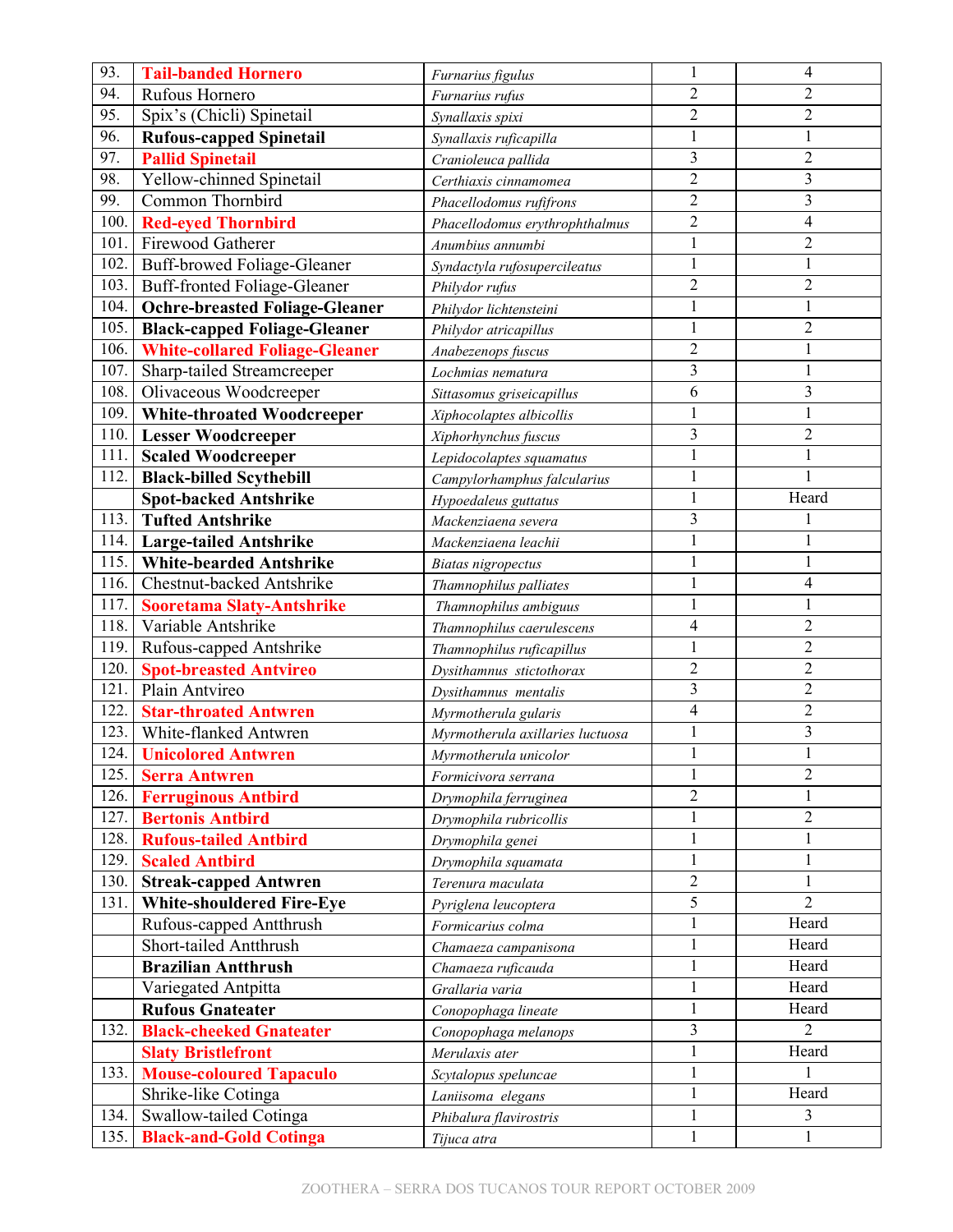| | | | | |
|---|---|---|---|---|
| 93. | **Tail-banded Hornero** | *Furnarius figulus* | 1 | 4 |
| 94. | Rufous Hornero | *Furnarius rufus* | 2 | 2 |
| 95. | Spix's (Chicli) Spinetail | *Synallaxis spixi* | 2 | 2 |
| 96. | **Rufous-capped Spinetail** | *Synallaxis ruficapilla* | 1 | 1 |
| 97. | **Pallid Spinetail** | *Cranioleuca pallida* | 3 | 2 |
| 98. | Yellow-chinned Spinetail | *Certhiaxis cinnamomea* | 2 | 3 |
| 99. | Common Thornbird | *Phacellodomus rufifrons* | 2 | 3 |
| 100. | **Red-eyed Thornbird** | *Phacellodomus erythrophthalmus* | 2 | 4 |
| 101. | Firewood Gatherer | *Anumbius annumbi* | 1 | 2 |
| 102. | Buff-browed Foliage-Gleaner | *Syndactyla rufosupercileatus* | 1 | 1 |
| 103. | Buff-fronted Foliage-Gleaner | *Philydor rufus* | 2 | 2 |
| 104. | **Ochre-breasted Foliage-Gleaner** | *Philydor lichtensteini* | 1 | 1 |
| 105. | **Black-capped Foliage-Gleaner** | *Philydor atricapillus* | 1 | 2 |
| 106. | **White-collared Foliage-Gleaner** | *Anabezenops fuscus* | 2 | 1 |
| 107. | Sharp-tailed Streamcreeper | *Lochmias nematura* | 3 | 1 |
| 108. | Olivaceous Woodcreeper | *Sittasomus griseicapillus* | 6 | 3 |
| 109. | **White-throated Woodcreeper** | *Xiphocolaptes albicollis* | 1 | 1 |
| 110. | **Lesser Woodcreeper** | *Xiphorhynchus fuscus* | 3 | 2 |
| 111. | **Scaled Woodcreeper** | *Lepidocolaptes squamatus* | 1 | 1 |
| 112. | **Black-billed Scythebill** | *Campylorhamphus falcularius* | 1 | 1 |
| | **Spot-backed Antshrike** | *Hypoedaleus guttatus* | 1 | Heard |
| 113. | **Tufted Antshrike** | *Mackenziaena severa* | 3 | 1 |
| 114. | **Large-tailed Antshrike** | *Mackenziaena leachii* | 1 | 1 |
| 115. | **White-bearded Antshrike** | *Biatas nigropectus* | 1 | 1 |
| 116. | Chestnut-backed Antshrike | *Thamnophilus palliates* | 1 | 4 |
| 117. | **Sooretama Slaty-Antshrike** | *Thamnophilus ambiguus* | 1 | 1 |
| 118. | Variable Antshrike | *Thamnophilus caerulescens* | 4 | 2 |
| 119. | Rufous-capped Antshrike | *Thamnophilus ruficapillus* | 1 | 2 |
| 120. | **Spot-breasted Antvireo** | *Dysithamnus stictothorax* | 2 | 2 |
| 121. | Plain Antvireo | *Dysithamnus mentalis* | 3 | 2 |
| 122. | **Star-throated Antwren** | *Myrmotherula gularis* | 4 | 2 |
| 123. | White-flanked Antwren | *Myrmotherula axillaries luctuosa* | 1 | 3 |
| 124. | **Unicolored Antwren** | *Myrmotherula unicolor* | 1 | 1 |
| 125. | **Serra Antwren** | *Formicivora serrana* | 1 | 2 |
| 126. | **Ferruginous Antbird** | *Drymophila ferruginea* | 2 | 1 |
| 127. | **Bertonis Antbird** | *Drymophila rubricollis* | 1 | 2 |
| 128. | **Rufous-tailed Antbird** | *Drymophila genei* | 1 | 1 |
| 129. | **Scaled Antbird** | *Drymophila squamata* | 1 | 1 |
| 130. | **Streak-capped Antwren** | *Terenura maculata* | 2 | 1 |
| 131. | **White-shouldered Fire-Eye** | *Pyriglena leucoptera* | 5 | 2 |
| | Rufous-capped Antthrush | *Formicarius colma* | 1 | Heard |
| | Short-tailed Antthrush | *Chamaeza campanisona* | 1 | Heard |
| | **Brazilian Antthrush** | *Chamaeza ruficauda* | 1 | Heard |
| | Variegated Antpitta | *Grallaria varia* | 1 | Heard |
| | **Rufous Gnateater** | *Conopophaga lineate* | 1 | Heard |
| 132. | **Black-cheeked Gnateater** | *Conopophaga melanops* | 3 | 2 |
| | **Slaty Bristlefront** | *Merulaxis ater* | 1 | Heard |
| 133. | **Mouse-coloured Tapaculo** | *Scytalopus speluncae* | 1 | 1 |
| | Shrike-like Cotinga | *Laniisoma elegans* | 1 | Heard |
| 134. | Swallow-tailed Cotinga | *Phibalura flavirostris* | 1 | 3 |
| 135. | **Black-and-Gold Cotinga** | *Tijuca atra* | 1 | 1 |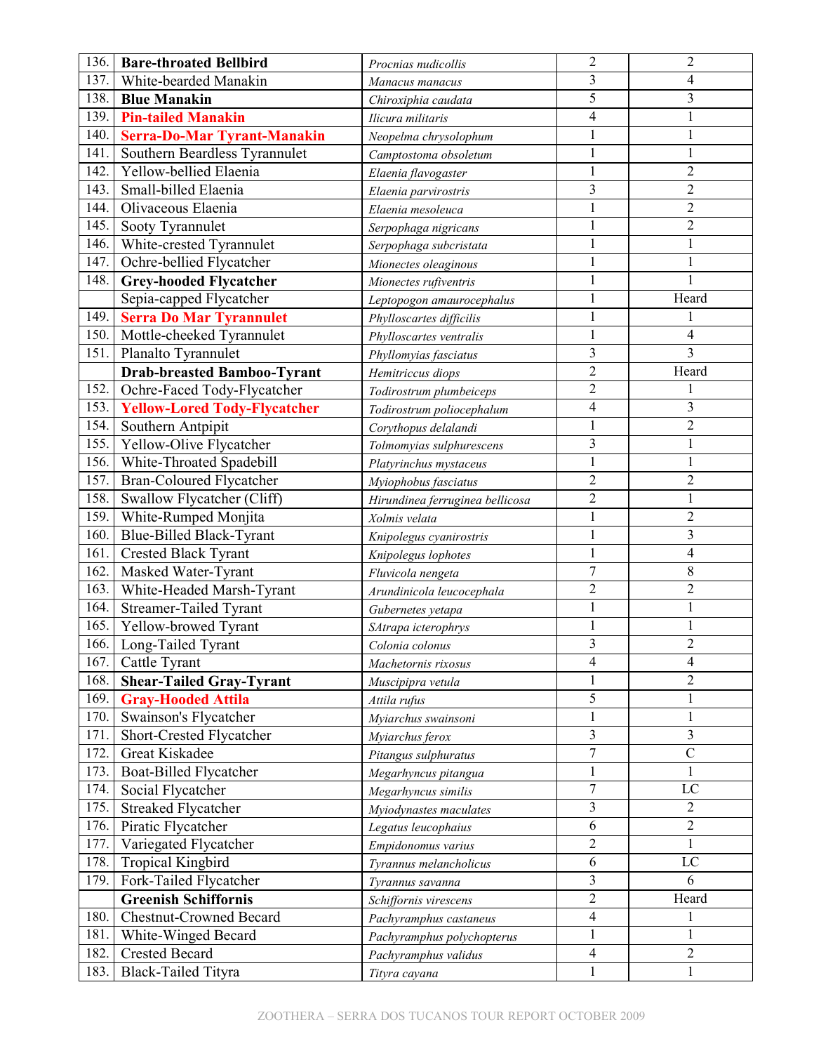| 136. | **Bare-throated Bellbird** | *Procnias nudicollis* | 2 | 2 |
|---|---|---|---|---|
| 137. | White-bearded Manakin | *Manacus manacus* | 3 | 4 |
| 138. | **Blue Manakin** | *Chiroxiphia caudata* | 5 | 3 |
| 139. | **Pin-tailed Manakin** | *Ilicura militaris* | 4 | 1 |
| 140. | **Serra-Do-Mar Tyrant-Manakin** | *Neopelma chrysolophum* | 1 | 1 |
| 141. | Southern Beardless Tyrannulet | *Camptostoma obsoletum* | 1 | 1 |
| 142. | Yellow-bellied Elaenia | *Elaenia flavogaster* | 1 | 2 |
| 143. | Small-billed Elaenia | *Elaenia parvirostris* | 3 | 2 |
| 144. | Olivaceous Elaenia | *Elaenia mesoleuca* | 1 | 2 |
| 145. | Sooty Tyrannulet | *Serpophaga nigricans* | 1 | 2 |
| 146. | White-crested Tyrannulet | *Serpophaga subcristata* | 1 | 1 |
| 147. | Ochre-bellied Flycatcher | *Mionectes oleaginous* | 1 | 1 |
| 148. | **Grey-hooded Flycatcher** | *Mionectes rufiventris* | 1 | 1 |
| | Sepia-capped Flycatcher | *Leptopogon amaurocephalus* | 1 | Heard |
| 149. | **Serra Do Mar Tyrannulet** | *Phylloscartes difficilis* | 1 | 1 |
| 150. | Mottle-cheeked Tyrannulet | *Phylloscartes ventralis* | 1 | 4 |
| 151. | Planalto Tyrannulet | *Phyllomyias fasciatus* | 3 | 3 |
| | **Drab-breasted Bamboo-Tyrant** | *Hemitriccus diops* | 2 | Heard |
| 152. | Ochre-Faced Tody-Flycatcher | *Todirostrum plumbeiceps* | 2 | 1 |
| 153. | **Yellow-Lored Tody-Flycatcher** | *Todirostrum poliocephalum* | 4 | 3 |
| 154. | Southern Antpipit | *Corythopus delalandi* | 1 | 2 |
| 155. | Yellow-Olive Flycatcher | *Tolmomyias sulphurescens* | 3 | 1 |
| 156. | White-Throated Spadebill | *Platyrinchus mystaceus* | 1 | 1 |
| 157. | Bran-Coloured Flycatcher | *Myiophobus fasciatus* | 2 | 2 |
| 158. | Swallow Flycatcher (Cliff) | *Hirundinea ferruginea bellicosa* | 2 | 1 |
| 159. | White-Rumped Monjita | *Xolmis velata* | 1 | 2 |
| 160. | Blue-Billed Black-Tyrant | *Knipolegus cyanirostris* | 1 | 3 |
| 161. | Crested Black Tyrant | *Knipolegus lophotes* | 1 | 4 |
| 162. | Masked Water-Tyrant | *Fluvicola nengeta* | 7 | 8 |
| 163. | White-Headed Marsh-Tyrant | *Arundinicola leucocephala* | 2 | 2 |
| 164. | Streamer-Tailed Tyrant | *Gubernetes yetapa* | 1 | 1 |
| 165. | Yellow-browed Tyrant | *SAtrapa icterophrys* | 1 | 1 |
| 166. | Long-Tailed Tyrant | *Colonia colonus* | 3 | 2 |
| 167. | Cattle Tyrant | *Machetornis rixosus* | 4 | 4 |
| 168. | **Shear-Tailed Gray-Tyrant** | *Muscipipra vetula* | 1 | 2 |
| 169. | **Gray-Hooded Attila** | *Attila rufus* | 5 | 1 |
| 170. | Swainson's Flycatcher | *Myiarchus swainsoni* | 1 | 1 |
| 171. | Short-Crested Flycatcher | *Myiarchus ferox* | 3 | 3 |
| 172. | Great Kiskadee | *Pitangus sulphuratus* | 7 | C |
| 173. | Boat-Billed Flycatcher | *Megarhyncus pitangua* | 1 | 1 |
| 174. | Social Flycatcher | *Megarhyncus similis* | 7 | LC |
| 175. | Streaked Flycatcher | *Myiodynastes maculates* | 3 | 2 |
| 176. | Piratic Flycatcher | *Legatus leucophaius* | 6 | 2 |
| 177. | Variegated Flycatcher | *Empidonomus varius* | 2 | 1 |
| 178. | Tropical Kingbird | *Tyrannus melancholicus* | 6 | LC |
| 179. | Fork-Tailed Flycatcher | *Tyrannus savanna* | 3 | 6 |
| | **Greenish Schiffornis** | *Schiffornis virescens* | 2 | Heard |
| 180. | Chestnut-Crowned Becard | *Pachyramphus castaneus* | 4 | 1 |
| 181. | White-Winged Becard | *Pachyramphus polychopterus* | 1 | 1 |
| 182. | Crested Becard | *Pachyramphus validus* | 4 | 2 |
| 183. | Black-Tailed Tityra | *Tityra cayana* | 1 | 1 |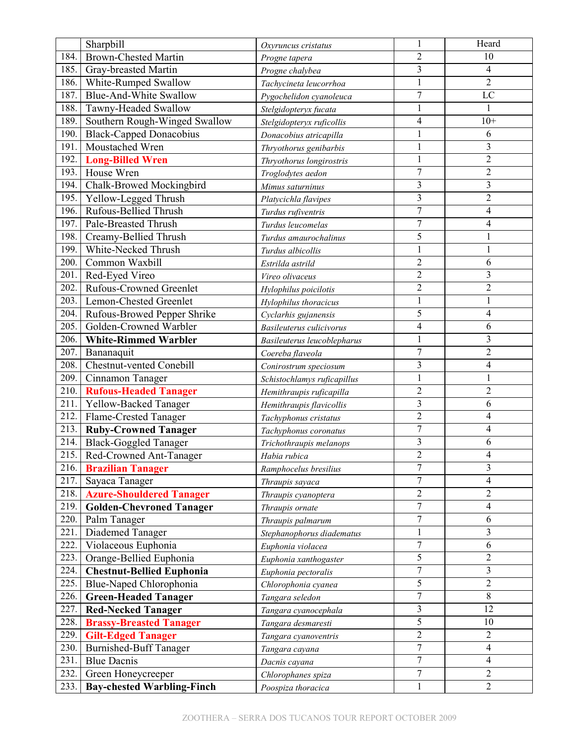|  | Sharpbill | *Oxyruncus cristatus* | 1 | Heard |
|---|---|---|---|---|
| 184. | Brown-Chested Martin | *Progne tapera* | 2 | 10 |
| 185. | Gray-breasted Martin | *Progne chalybea* | 3 | 4 |
| 186. | White-Rumped Swallow | *Tachycineta leucorrhoa* | 1 | 2 |
| 187. | Blue-And-White Swallow | *Pygochelidon cyanoleuca* | 7 | LC |
| 188. | Tawny-Headed Swallow | *Stelgidopteryx fucata* | 1 | 1 |
| 189. | Southern Rough-Winged Swallow | *Stelgidopteryx ruficollis* | 4 | 10+ |
| 190. | Black-Capped Donacobius | *Donacobius atricapilla* | 1 | 6 |
| 191. | Moustached Wren | *Thryothorus genibarbis* | 1 | 3 |
| 192. | **Long-Billed Wren** | *Thryothorus longirostris* | 1 | 2 |
| 193. | House Wren | *Troglodytes aedon* | 7 | 2 |
| 194. | Chalk-Browed Mockingbird | *Mimus saturninus* | 3 | 3 |
| 195. | Yellow-Legged Thrush | *Platycichla flavipes* | 3 | 2 |
| 196. | Rufous-Bellied Thrush | *Turdus rufiventris* | 7 | 4 |
| 197. | Pale-Breasted Thrush | *Turdus leucomelas* | 7 | 4 |
| 198. | Creamy-Bellied Thrush | *Turdus amaurochalinus* | 5 | 1 |
| 199. | White-Necked Thrush | *Turdus albicollis* | 1 | 1 |
| 200. | Common Waxbill | *Estrilda astrild* | 2 | 6 |
| 201. | Red-Eyed Vireo | *Vireo olivaceus* | 2 | 3 |
| 202. | Rufous-Crowned Greenlet | *Hylophilus poicilotis* | 2 | 2 |
| 203. | Lemon-Chested Greenlet | *Hylophilus thoracicus* | 1 | 1 |
| 204. | Rufous-Browed Pepper Shrike | *Cyclarhis gujanensis* | 5 | 4 |
| 205. | Golden-Crowned Warbler | *Basileuterus culicivorus* | 4 | 6 |
| 206. | **White-Rimmed Warbler** | *Basileuterus leucoblepharus* | 1 | 3 |
| 207. | Bananaquit | *Coereba flaveola* | 7 | 2 |
| 208. | Chestnut-vented Conebill | *Conirostrum speciosum* | 3 | 4 |
| 209. | Cinnamon Tanager | *Schistochlamys ruficapillus* | 1 | 1 |
| 210. | **Rufous-Headed Tanager** | *Hemithraupis ruficapilla* | 2 | 2 |
| 211. | Yellow-Backed Tanager | *Hemithraupis flavicollis* | 3 | 6 |
| 212. | Flame-Crested Tanager | *Tachyphonus cristatus* | 2 | 4 |
| 213. | **Ruby-Crowned Tanager** | *Tachyphonus coronatus* | 7 | 4 |
| 214. | Black-Goggled Tanager | *Trichothraupis melanops* | 3 | 6 |
| 215. | Red-Crowned Ant-Tanager | *Habia rubica* | 2 | 4 |
| 216. | **Brazilian Tanager** | *Ramphocelus bresilius* | 7 | 3 |
| 217. | Sayaca Tanager | *Thraupis sayaca* | 7 | 4 |
| 218. | **Azure-Shouldered Tanager** | *Thraupis cyanoptera* | 2 | 2 |
| 219. | **Golden-Chevroned Tanager** | *Thraupis ornate* | 7 | 4 |
| 220. | Palm Tanager | *Thraupis palmarum* | 7 | 6 |
| 221. | Diademed Tanager | *Stephanophorus diadematus* | 1 | 3 |
| 222. | Violaceous Euphonia | *Euphonia violacea* | 7 | 6 |
| 223. | Orange-Bellied Euphonia | *Euphonia xanthogaster* | 5 | 2 |
| 224. | **Chestnut-Bellied Euphonia** | *Euphonia pectoralis* | 7 | 3 |
| 225. | Blue-Naped Chlorophonia | *Chlorophonia cyanea* | 5 | 2 |
| 226. | **Green-Headed Tanager** | *Tangara seledon* | 7 | 8 |
| 227. | **Red-Necked Tanager** | *Tangara cyanocephala* | 3 | 12 |
| 228. | **Brassy-Breasted Tanager** | *Tangara desmaresti* | 5 | 10 |
| 229. | **Gilt-Edged Tanager** | *Tangara cyanoventris* | 2 | 2 |
| 230. | Burnished-Buff Tanager | *Tangara cayana* | 7 | 4 |
| 231. | Blue Dacnis | *Dacnis cayana* | 7 | 4 |
| 232. | Green Honeycreeper | *Chlorophanes spiza* | 7 | 2 |
| 233. | **Bay-chested Warbling-Finch** | *Poospiza thoracica* | 1 | 2 |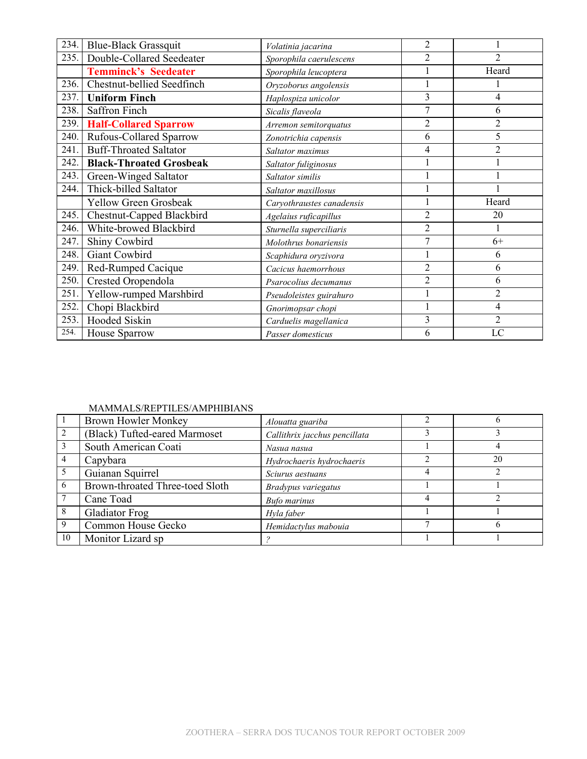| | | | | |
|---|---|---|---|---|
| 234. | Blue-Black Grassquit | *Volatinia jacarina* | 2 | 1 |
| 235. | Double-Collared Seedeater | *Sporophila caerulescens* | 2 | 2 |
| | **Temminck's Seedeater** | *Sporophila leucoptera* | 1 | Heard |
| 236. | Chestnut-bellied Seedfinch | *Oryzoborus angolensis* | 1 | 1 |
| 237. | **Uniform Finch** | *Haplospiza unicolor* | 3 | 4 |
| 238. | Saffron Finch | *Sicalis flaveola* | 7 | 6 |
| 239. | **Half-Collared Sparrow** | *Arremon semitorquatus* | 2 | 2 |
| 240. | Rufous-Collared Sparrow | *Zonotrichia capensis* | 6 | 5 |
| 241. | Buff-Throated Saltator | *Saltator maximus* | 4 | 2 |
| 242. | **Black-Throated Grosbeak** | *Saltator fuliginosus* | 1 | 1 |
| 243. | Green-Winged Saltator | *Saltator similis* | 1 | 1 |
| 244. | Thick-billed Saltator | *Saltator maxillosus* | 1 | 1 |
| | Yellow Green Grosbeak | *Caryothraustes canadensis* | 1 | Heard |
| 245. | Chestnut-Capped Blackbird | *Agelaius ruficapillus* | 2 | 20 |
| 246. | White-browed Blackbird | *Sturnella superciliaris* | 2 | 1 |
| 247. | Shiny Cowbird | *Molothrus bonariensis* | 7 | 6+ |
| 248. | Giant Cowbird | *Scaphidura oryzivora* | 1 | 6 |
| 249. | Red-Rumped Cacique | *Cacicus haemorrhous* | 2 | 6 |
| 250. | Crested Oropendola | *Psarocolius decumanus* | 2 | 6 |
| 251. | Yellow-rumped Marshbird | *Pseudoleistes guirahuro* | 1 | 2 |
| 252. | Chopi Blackbird | *Gnorimopsar chopi* | 1 | 4 |
| 253. | Hooded Siskin | *Carduelis magellanica* | 3 | 2 |
| 254. | House Sparrow | *Passer domesticus* | 6 | LC |

MAMMALS/REPTILES/AMPHIBIANS

| | | | | |
|---|---|---|---|---|
| 1 | Brown Howler Monkey | *Alouatta guariba* | 2 | 6 |
| 2 | (Black) Tufted-eared Marmoset | *Callithrix jacchus pencillata* | 3 | 3 |
| 3 | South American Coati | *Nasua nasua* | 1 | 4 |
| 4 | Capybara | *Hydrochaeris hydrochaeris* | 2 | 20 |
| 5 | Guianan Squirrel | *Sciurus aestuans* | 4 | 2 |
| 6 | Brown-throated Three-toed Sloth | *Bradypus variegatus* | 1 | 1 |
| 7 | Cane Toad | *Bufo marinus* | 4 | 2 |
| 8 | Gladiator Frog | *Hyla faber* | 1 | 1 |
| 9 | Common House Gecko | *Hemidactylus mabouia* | 7 | 6 |
| 10 | Monitor Lizard sp | *?* | 1 | 1 |